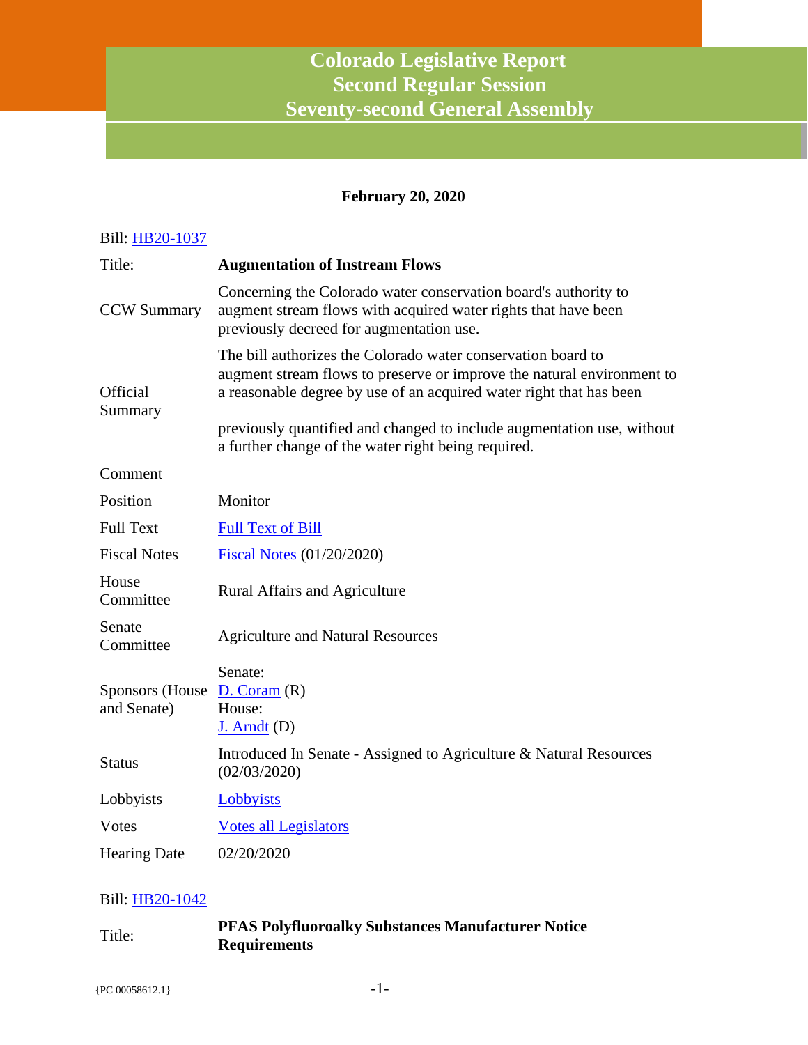# Colorado Legislative Report
## Second Regular Session
## Seventy-second General Assembly

**February 20, 2020**

Bill: [HB20-1037]

| | |
|---|---|
| Title: | **Augmentation of Instream Flows** |
| CCW Summary | Concerning the Colorado water conservation board's authority to augment stream flows with acquired water rights that have been previously decreed for augmentation use. |
| Official Summary | The bill authorizes the Colorado water conservation board to augment stream flows to preserve or improve the natural environment to a reasonable degree by use of an acquired water right that has been<br><br>previously quantified and changed to include augmentation use, without a further change of the water right being required. |
| Comment | |
| Position | Monitor |
| Full Text | [Full Text of Bill] |
| Fiscal Notes | [Fiscal Notes] (01/20/2020) |
| House Committee | Rural Affairs and Agriculture |
| Senate Committee | Agriculture and Natural Resources |
| Sponsors (House and Senate) | Senate:<br>[D. Coram] (R)<br>House:<br>[J. Arndt] (D) |
| Status | Introduced In Senate - Assigned to Agriculture & Natural Resources (02/03/2020) |
| Lobbyists | [Lobbyists] |
| Votes | [Votes all Legislators] |
| Hearing Date | 02/20/2020 |

Bill: [HB20-1042]

| | |
|---|---|
| Title: | **PFAS Polyfluoroalky Substances Manufacturer Notice Requirements** |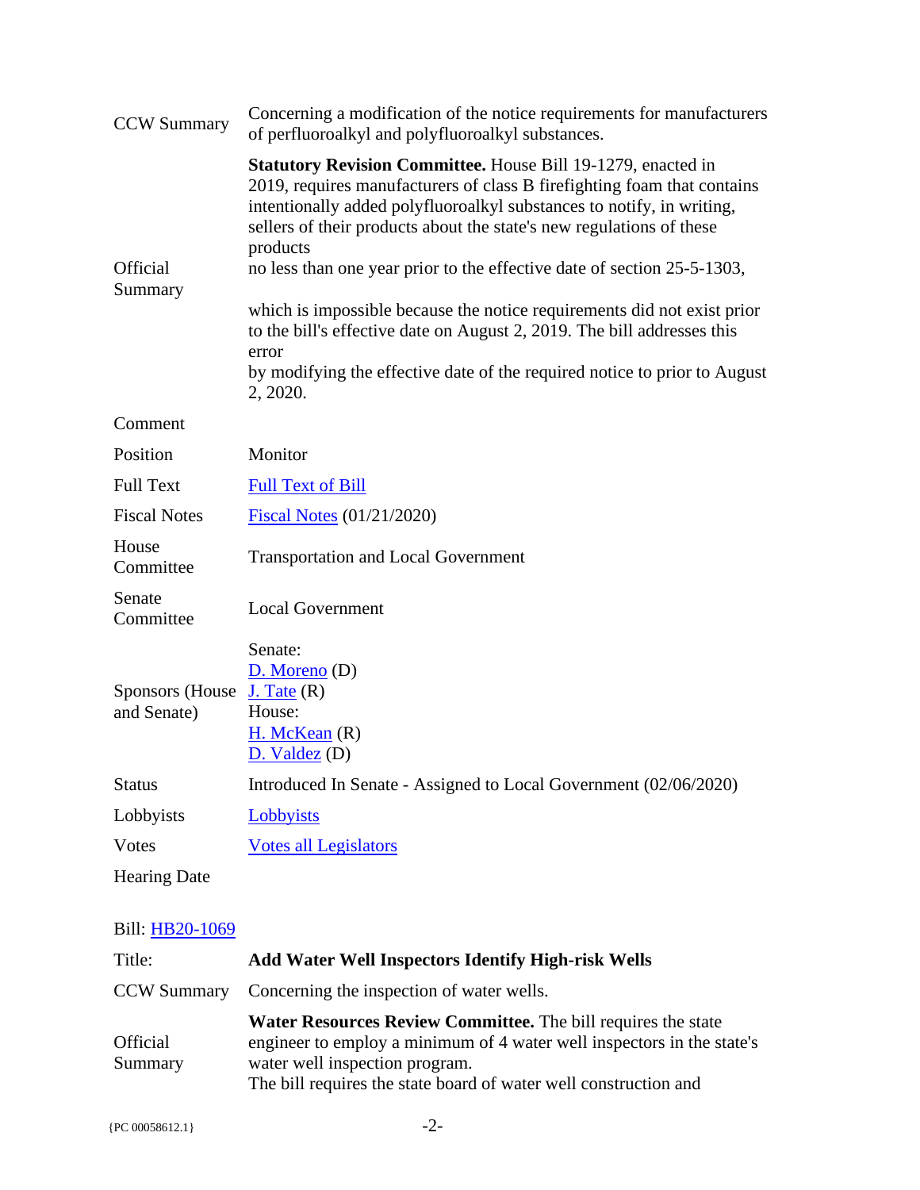| | |
|---|---|
| CCW Summary | Concerning a modification of the notice requirements for manufacturers of perfluoroalkyl and polyfluoroalkyl substances. |
| Official Summary | **Statutory Revision Committee.** House Bill 19-1279, enacted in 2019, requires manufacturers of class B firefighting foam that contains intentionally added polyfluoroalkyl substances to notify, in writing, sellers of their products about the state's new regulations of these products no less than one year prior to the effective date of section 25-5-1303, which is impossible because the notice requirements did not exist prior to the bill's effective date on August 2, 2019. The bill addresses this error by modifying the effective date of the required notice to prior to August 2, 2020. |
| Comment | |
| Position | Monitor |
| Full Text | Full Text of Bill |
| Fiscal Notes | Fiscal Notes (01/21/2020) |
| House Committee | Transportation and Local Government |
| Senate Committee | Local Government |
| Sponsors (House and Senate) | Senate: D. Moreno (D) J. Tate (R) House: H. McKean (R) D. Valdez (D) |
| Status | Introduced In Senate - Assigned to Local Government (02/06/2020) |
| Lobbyists | Lobbyists |
| Votes | Votes all Legislators |
| Hearing Date | |

Bill: HB20-1069

| | |
|---|---|
| Title: | **Add Water Well Inspectors Identify High-risk Wells** |
| CCW Summary | Concerning the inspection of water wells. |
| Official Summary | **Water Resources Review Committee.** The bill requires the state engineer to employ a minimum of 4 water well inspectors in the state's water well inspection program. The bill requires the state board of water well construction and |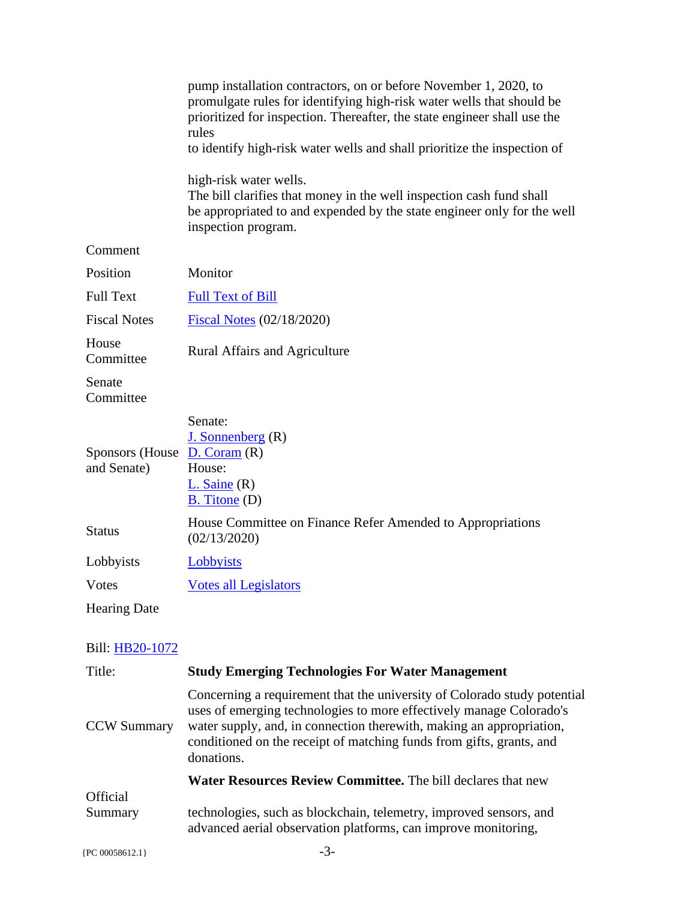| | |
|---|---|
| | pump installation contractors, on or before November 1, 2020, to promulgate rules for identifying high-risk water wells that should be prioritized for inspection. Thereafter, the state engineer shall use the rules to identify high-risk water wells and shall prioritize the inspection of high-risk water wells. The bill clarifies that money in the well inspection cash fund shall be appropriated to and expended by the state engineer only for the well inspection program. |
| Comment | |
| Position | Monitor |
| Full Text | Full Text of Bill |
| Fiscal Notes | Fiscal Notes (02/18/2020) |
| House Committee | Rural Affairs and Agriculture |
| Senate Committee | |
| Sponsors (House and Senate) | Senate: J. Sonnenberg (R) D. Coram (R) House: L. Saine (R) B. Titone (D) |
| Status | House Committee on Finance Refer Amended to Appropriations (02/13/2020) |
| Lobbyists | Lobbyists |
| Votes | Votes all Legislators |
| Hearing Date | |

Bill: HB20-1072

| | |
|---|---|
| Title: | **Study Emerging Technologies For Water Management** |
| CCW Summary | Concerning a requirement that the university of Colorado study potential uses of emerging technologies to more effectively manage Colorado's water supply, and, in connection therewith, making an appropriation, conditioned on the receipt of matching funds from gifts, grants, and donations. |
| Official Summary | **Water Resources Review Committee.** The bill declares that new technologies, such as blockchain, telemetry, improved sensors, and advanced aerial observation platforms, can improve monitoring, |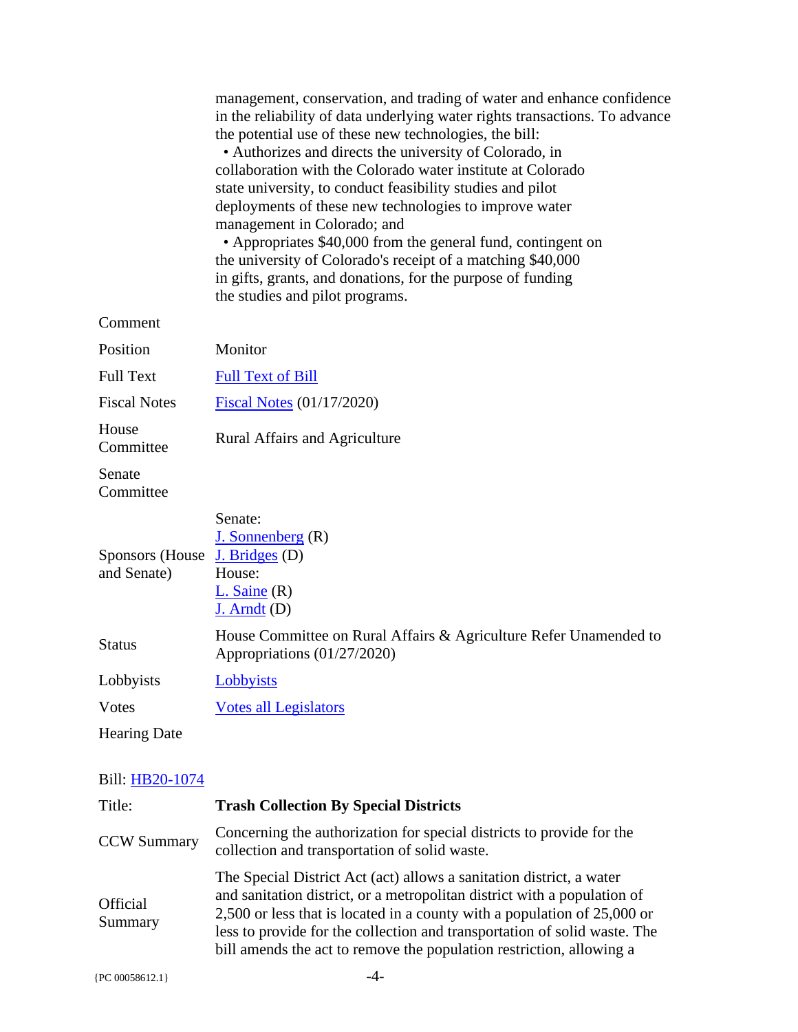| | |
|---|---|
| | management, conservation, and trading of water and enhance confidence in the reliability of data underlying water rights transactions. To advance the potential use of these new technologies, the bill:<br>• Authorizes and directs the university of Colorado, in collaboration with the Colorado water institute at Colorado state university, to conduct feasibility studies and pilot deployments of these new technologies to improve water management in Colorado; and<br>• Appropriates $40,000 from the general fund, contingent on the university of Colorado's receipt of a matching $40,000 in gifts, grants, and donations, for the purpose of funding the studies and pilot programs. |
| Comment | |
| Position | Monitor |
| Full Text | Full Text of Bill |
| Fiscal Notes | Fiscal Notes (01/17/2020) |
| House Committee | Rural Affairs and Agriculture |
| Senate Committee | |
| Sponsors (House and Senate) | Senate:<br>J. Sonnenberg (R)<br>J. Bridges (D)<br>House:<br>L. Saine (R)<br>J. Arndt (D) |
| Status | House Committee on Rural Affairs & Agriculture Refer Unamended to Appropriations (01/27/2020) |
| Lobbyists | Lobbyists |
| Votes | Votes all Legislators |
| Hearing Date | |

Bill: HB20-1074

| | |
|---|---|
| Title: | **Trash Collection By Special Districts** |
| CCW Summary | Concerning the authorization for special districts to provide for the collection and transportation of solid waste. |
| Official Summary | The Special District Act (act) allows a sanitation district, a water and sanitation district, or a metropolitan district with a population of 2,500 or less that is located in a county with a population of 25,000 or less to provide for the collection and transportation of solid waste. The bill amends the act to remove the population restriction, allowing a |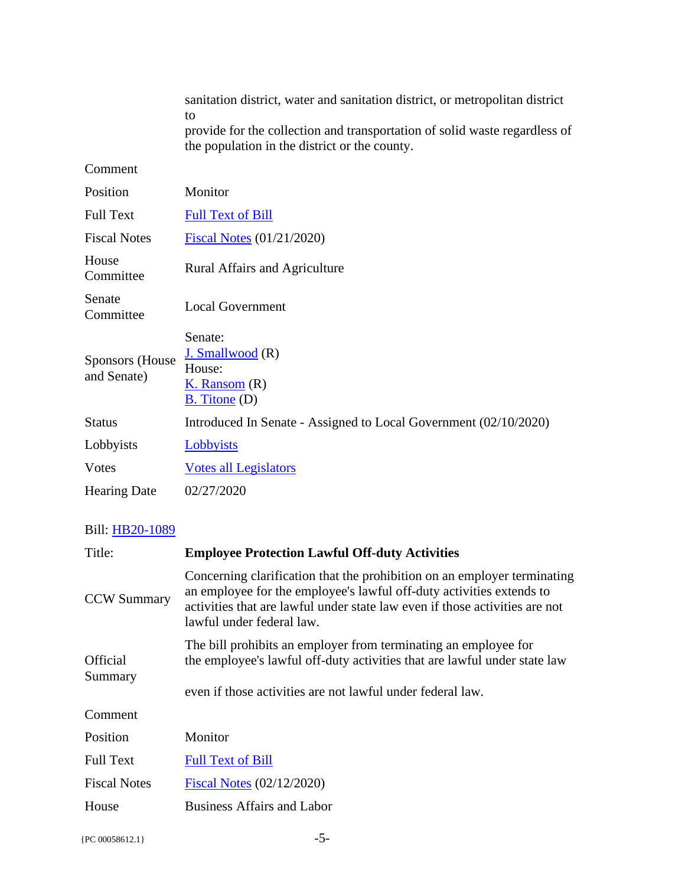| | |
|---|---|
| | sanitation district, water and sanitation district, or metropolitan district to provide for the collection and transportation of solid waste regardless of the population in the district or the county. |
| Comment | |
| Position | Monitor |
| Full Text | Full Text of Bill |
| Fiscal Notes | Fiscal Notes (01/21/2020) |
| House Committee | Rural Affairs and Agriculture |
| Senate Committee | Local Government |
| Sponsors (House and Senate) | Senate: J. Smallwood (R) House: K. Ransom (R) B. Titone (D) |
| Status | Introduced In Senate - Assigned to Local Government (02/10/2020) |
| Lobbyists | Lobbyists |
| Votes | Votes all Legislators |
| Hearing Date | 02/27/2020 |

Bill: HB20-1089

| | |
|---|---|
| Title: | **Employee Protection Lawful Off-duty Activities** |
| CCW Summary | Concerning clarification that the prohibition on an employer terminating an employee for the employee's lawful off-duty activities extends to activities that are lawful under state law even if those activities are not lawful under federal law. |
| Official Summary | The bill prohibits an employer from terminating an employee for the employee's lawful off-duty activities that are lawful under state law even if those activities are not lawful under federal law. |
| Comment | |
| Position | Monitor |
| Full Text | Full Text of Bill |
| Fiscal Notes | Fiscal Notes (02/12/2020) |
| House | Business Affairs and Labor |

{PC 00058612.1}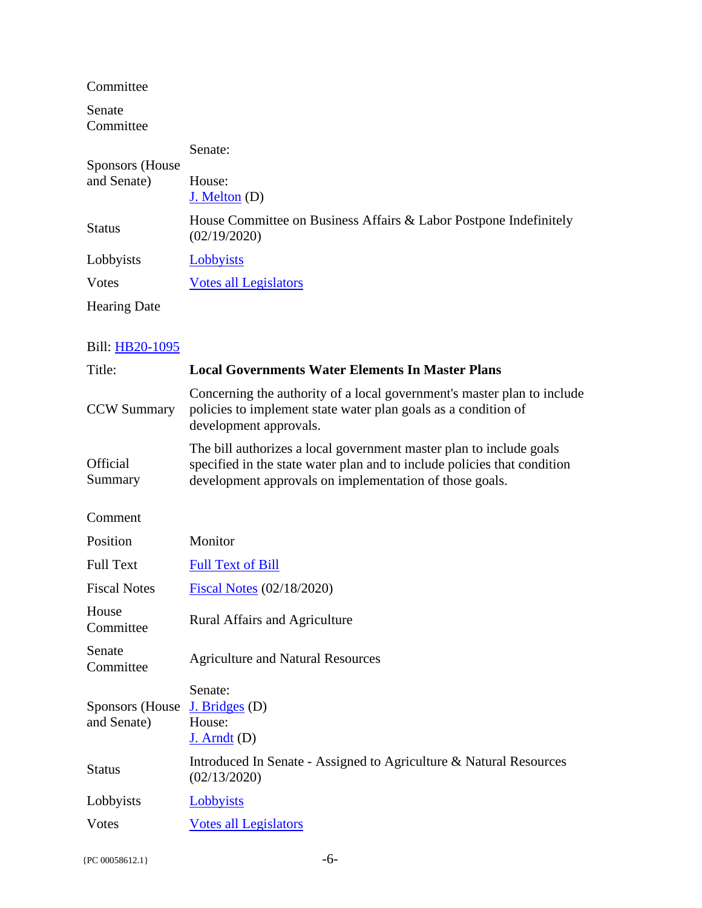| | |
|---|---|
| Committee | |
| Senate Committee | |
| Sponsors (House and Senate) | Senate:<br><br>House:<br>J. Melton (D) |
| Status | House Committee on Business Affairs & Labor Postpone Indefinitely (02/19/2020) |
| Lobbyists | Lobbyists |
| Votes | Votes all Legislators |
| Hearing Date | |

Bill: HB20-1095

| | |
|---|---|
| Title: | **Local Governments Water Elements In Master Plans** |
| CCW Summary | Concerning the authority of a local government's master plan to include policies to implement state water plan goals as a condition of development approvals. |
| Official Summary | The bill authorizes a local government master plan to include goals specified in the state water plan and to include policies that condition development approvals on implementation of those goals. |
| Comment | |
| Position | Monitor |
| Full Text | Full Text of Bill |
| Fiscal Notes | Fiscal Notes (02/18/2020) |
| House Committee | Rural Affairs and Agriculture |
| Senate Committee | Agriculture and Natural Resources |
| Sponsors (House and Senate) | Senate:<br>J. Bridges (D)<br>House:<br>J. Arndt (D) |
| Status | Introduced In Senate - Assigned to Agriculture & Natural Resources (02/13/2020) |
| Lobbyists | Lobbyists |
| Votes | Votes all Legislators |

{PC 00058612.1}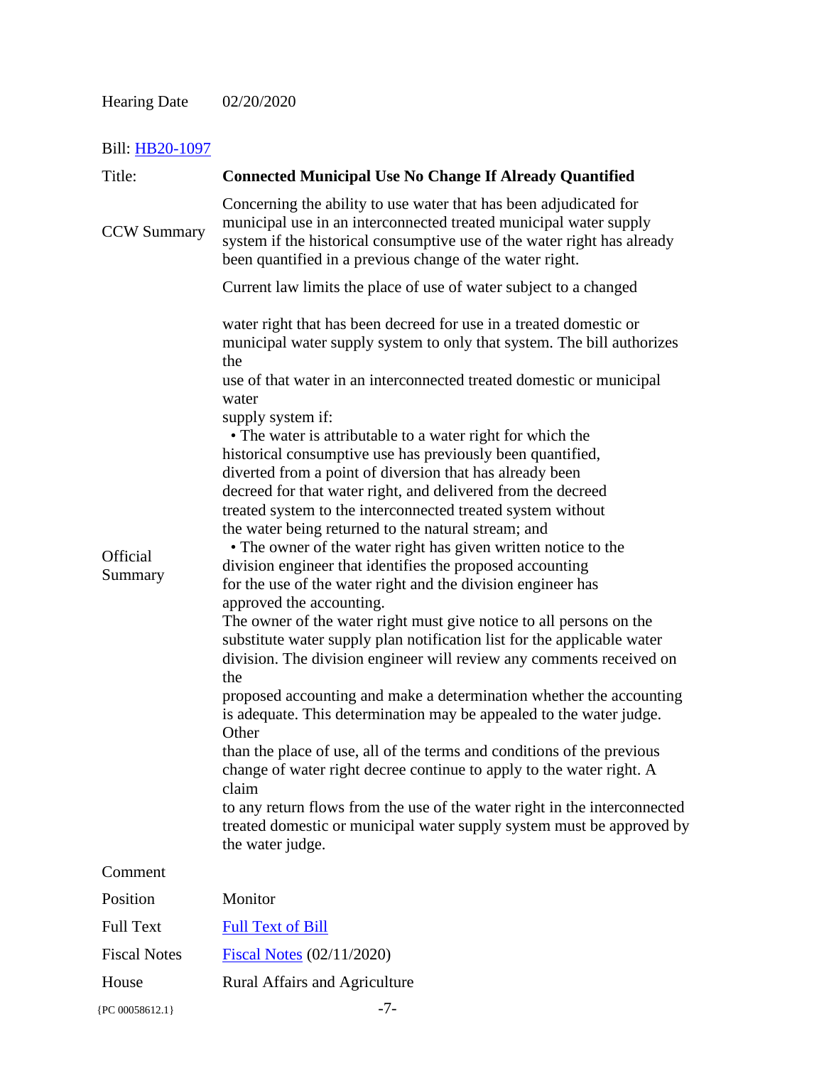| | |
|---|---|
| Hearing Date | 02/20/2020 |

Bill: HB20-1097

| | |
|---|---|
| Title: | **Connected Municipal Use No Change If Already Quantified** |
| CCW Summary | Concerning the ability to use water that has been adjudicated for municipal use in an interconnected treated municipal water supply system if the historical consumptive use of the water right has already been quantified in a previous change of the water right. |
| Official Summary | Current law limits the place of use of water subject to a changed water right that has been decreed for use in a treated domestic or municipal water supply system to only that system. The bill authorizes the use of that water in an interconnected treated domestic or municipal water supply system if: • The water is attributable to a water right for which the historical consumptive use has previously been quantified, diverted from a point of diversion that has already been decreed for that water right, and delivered from the decreed treated system to the interconnected treated system without the water being returned to the natural stream; and • The owner of the water right has given written notice to the division engineer that identifies the proposed accounting for the use of the water right and the division engineer has approved the accounting. The owner of the water right must give notice to all persons on the substitute water supply plan notification list for the applicable water division. The division engineer will review any comments received on the proposed accounting and make a determination whether the accounting is adequate. This determination may be appealed to the water judge. Other than the place of use, all of the terms and conditions of the previous change of water right decree continue to apply to the water right. A claim to any return flows from the use of the water right in the interconnected treated domestic or municipal water supply system must be approved by the water judge. |
| Comment | |
| Position | Monitor |
| Full Text | Full Text of Bill |
| Fiscal Notes | Fiscal Notes (02/11/2020) |
| House | Rural Affairs and Agriculture |

{PC 00058612.1}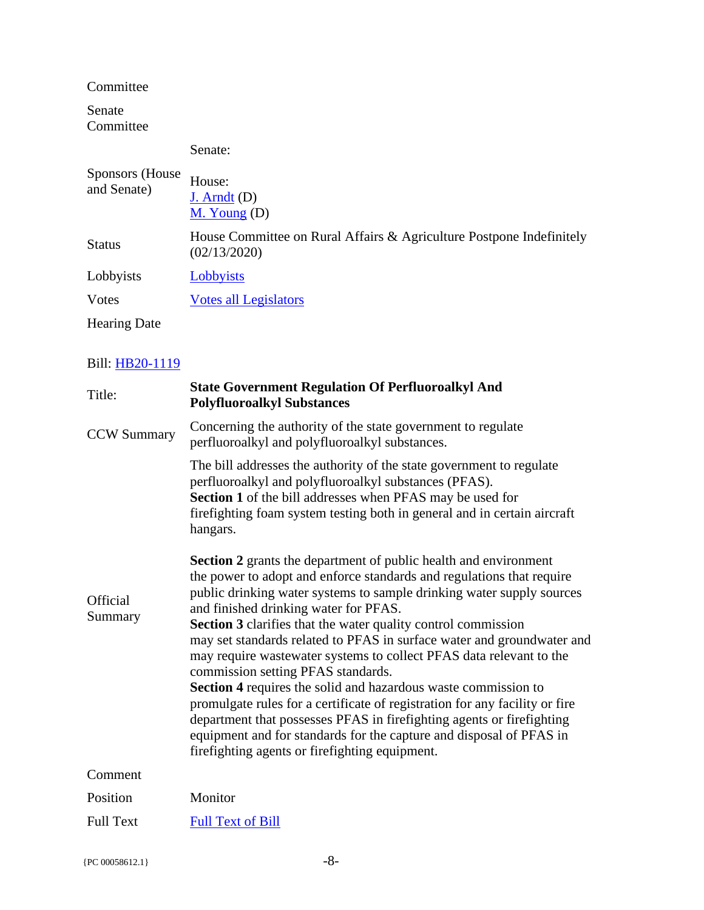| | |
|---|---|
| Committee | |
| Senate Committee | |
| Sponsors (House and Senate) | Senate:<br><br>House:<br>J. Arndt (D)<br>M. Young (D) |
| Status | House Committee on Rural Affairs & Agriculture Postpone Indefinitely (02/13/2020) |
| Lobbyists | Lobbyists |
| Votes | Votes all Legislators |
| Hearing Date | |

| Bill: HB20-1119 | |
|---|---|
| Title: | **State Government Regulation Of Perfluoroalkyl And Polyfluoroalkyl Substances** |
| CCW Summary | Concerning the authority of the state government to regulate perfluoroalkyl and polyfluoroalkyl substances. |
| Official Summary | The bill addresses the authority of the state government to regulate perfluoroalkyl and polyfluoroalkyl substances (PFAS).<br>**Section 1** of the bill addresses when PFAS may be used for firefighting foam system testing both in general and in certain aircraft hangars.<br><br>**Section 2** grants the department of public health and environment the power to adopt and enforce standards and regulations that require public drinking water systems to sample drinking water supply sources and finished drinking water for PFAS.<br>**Section 3** clarifies that the water quality control commission may set standards related to PFAS in surface water and groundwater and may require wastewater systems to collect PFAS data relevant to the commission setting PFAS standards.<br>**Section 4** requires the solid and hazardous waste commission to promulgate rules for a certificate of registration for any facility or fire department that possesses PFAS in firefighting agents or firefighting equipment and for standards for the capture and disposal of PFAS in firefighting agents or firefighting equipment. |
| Comment | |
| Position | Monitor |
| Full Text | Full Text of Bill |

{PC 00058612.1}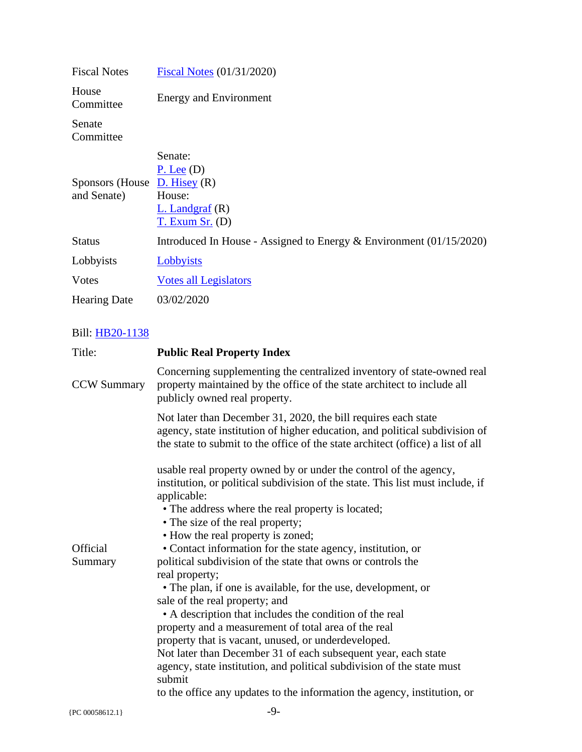| | |
|---|---|
| Fiscal Notes | [Fiscal Notes](#) (01/31/2020) |
| House Committee | Energy and Environment |
| Senate Committee | |
| Sponsors (House and Senate) | Senate:<br>[P. Lee](#) (D)<br>[D. Hisey](#) (R)<br>House:<br>[L. Landgraf](#) (R)<br>[T. Exum Sr.](#) (D) |
| Status | Introduced In House - Assigned to Energy & Environment (01/15/2020) |
| Lobbyists | [Lobbyists](#) |
| Votes | [Votes all Legislators](#) |
| Hearing Date | 03/02/2020 |

Bill: [HB20-1138](#)

| | |
|---|---|
| Title: | **Public Real Property Index** |
| CCW Summary | Concerning supplementing the centralized inventory of state-owned real property maintained by the office of the state architect to include all publicly owned real property. |
| Official Summary | Not later than December 31, 2020, the bill requires each state agency, state institution of higher education, and political subdivision of the state to submit to the office of the state architect (office) a list of all usable real property owned by or under the control of the agency, institution, or political subdivision of the state. This list must include, if applicable:<br>• The address where the real property is located;<br>• The size of the real property;<br>• How the real property is zoned;<br>• Contact information for the state agency, institution, or political subdivision of the state that owns or controls the real property;<br>• The plan, if one is available, for the use, development, or sale of the real property; and<br>• A description that includes the condition of the real property and a measurement of total area of the real property that is vacant, unused, or underdeveloped.<br>Not later than December 31 of each subsequent year, each state agency, state institution, and political subdivision of the state must submit to the office any updates to the information the agency, institution, or |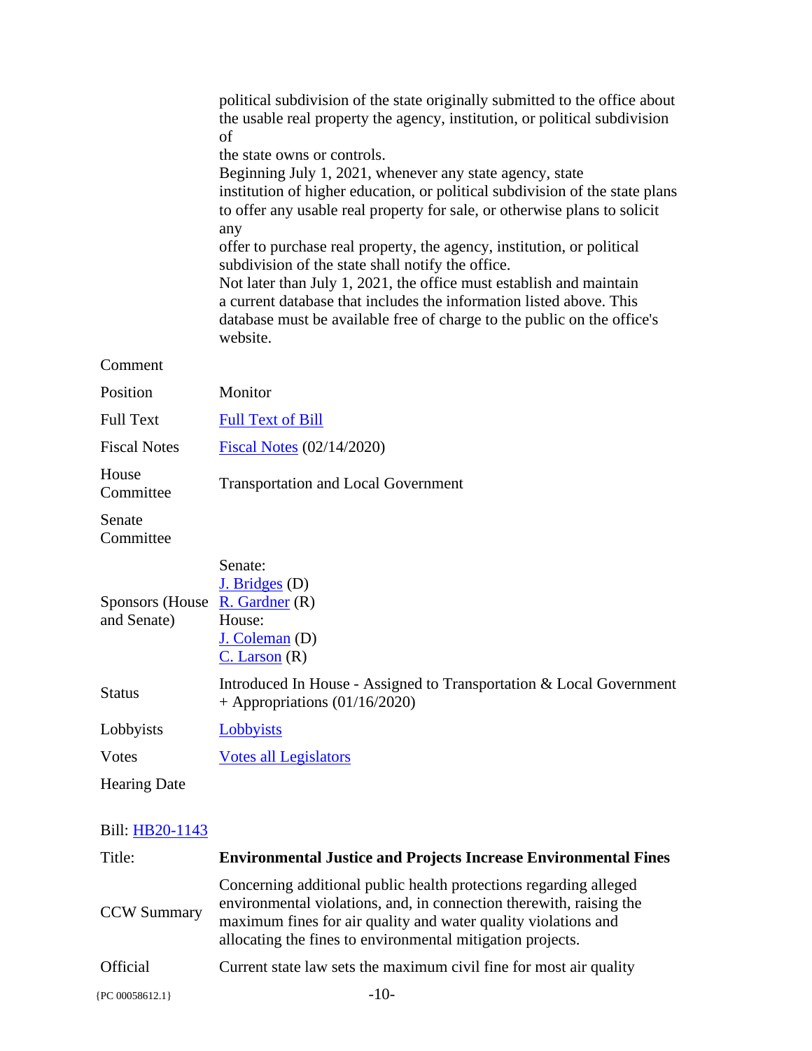| | |
|---|---|
| | political subdivision of the state originally submitted to the office about the usable real property the agency, institution, or political subdivision of the state owns or controls. Beginning July 1, 2021, whenever any state agency, state institution of higher education, or political subdivision of the state plans to offer any usable real property for sale, or otherwise plans to solicit any offer to purchase real property, the agency, institution, or political subdivision of the state shall notify the office. Not later than July 1, 2021, the office must establish and maintain a current database that includes the information listed above. This database must be available free of charge to the public on the office's website. |
| Comment | |
| Position | Monitor |
| Full Text | Full Text of Bill |
| Fiscal Notes | Fiscal Notes (02/14/2020) |
| House Committee | Transportation and Local Government |
| Senate Committee | |
| Sponsors (House and Senate) | Senate: J. Bridges (D) R. Gardner (R) House: J. Coleman (D) C. Larson (R) |
| Status | Introduced In House - Assigned to Transportation & Local Government + Appropriations (01/16/2020) |
| Lobbyists | Lobbyists |
| Votes | Votes all Legislators |
| Hearing Date | |

Bill: HB20-1143

| | |
|---|---|
| Title: | **Environmental Justice and Projects Increase Environmental Fines** |
| CCW Summary | Concerning additional public health protections regarding alleged environmental violations, and, in connection therewith, raising the maximum fines for air quality and water quality violations and allocating the fines to environmental mitigation projects. |
| Official | Current state law sets the maximum civil fine for most air quality |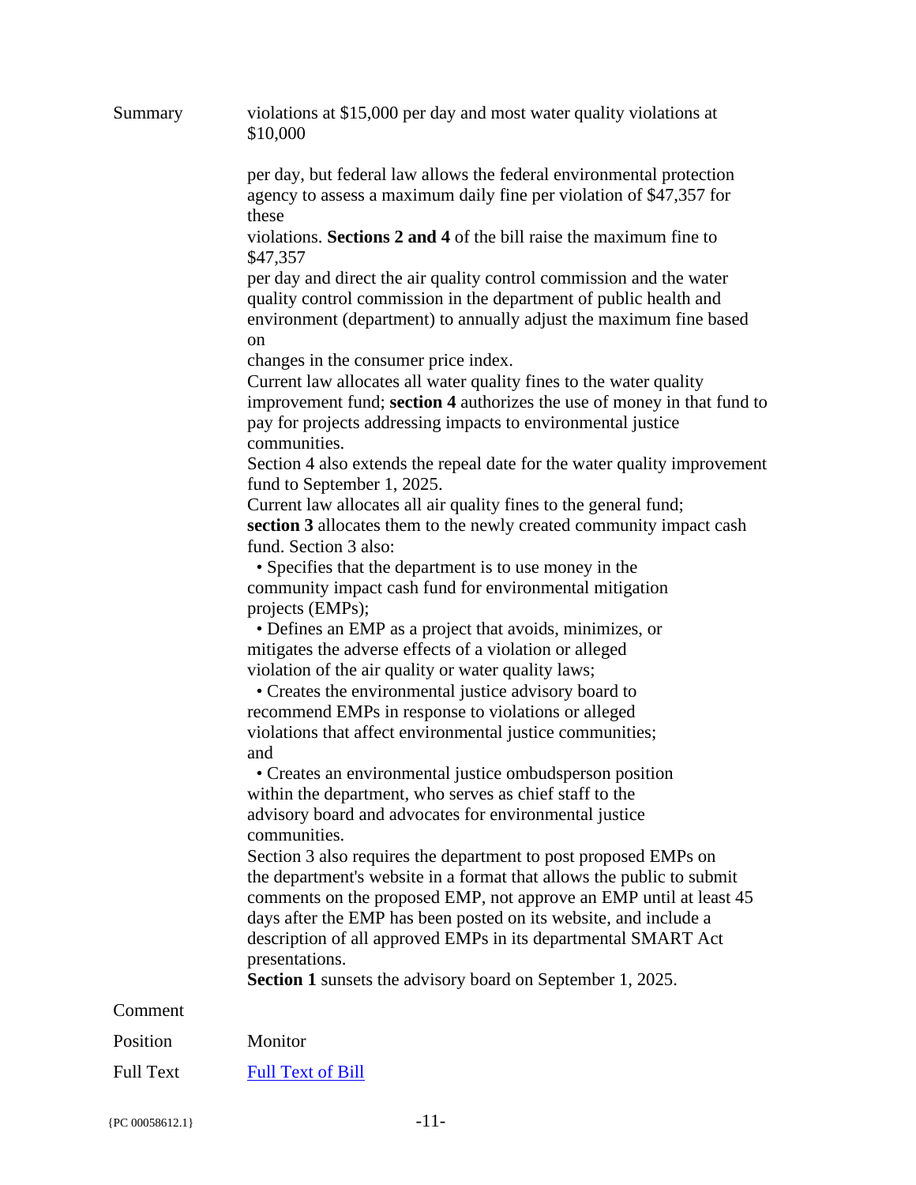| | |
|---|---|
| Summary | violations at $15,000 per day and most water quality violations at $10,000 per day, but federal law allows the federal environmental protection agency to assess a maximum daily fine per violation of $47,357 for these violations. **Sections 2 and 4** of the bill raise the maximum fine to $47,357 per day and direct the air quality control commission and the water quality control commission in the department of public health and environment (department) to annually adjust the maximum fine based on changes in the consumer price index.<br>Current law allocates all water quality fines to the water quality improvement fund; **section 4** authorizes the use of money in that fund to pay for projects addressing impacts to environmental justice communities.<br>Section 4 also extends the repeal date for the water quality improvement fund to September 1, 2025.<br>Current law allocates all air quality fines to the general fund; **section 3** allocates them to the newly created community impact cash fund. Section 3 also:<br>• Specifies that the department is to use money in the community impact cash fund for environmental mitigation projects (EMPs);<br>• Defines an EMP as a project that avoids, minimizes, or mitigates the adverse effects of a violation or alleged violation of the air quality or water quality laws;<br>• Creates the environmental justice advisory board to recommend EMPs in response to violations or alleged violations that affect environmental justice communities; and<br>• Creates an environmental justice ombudsperson position within the department, who serves as chief staff to the advisory board and advocates for environmental justice communities.<br>Section 3 also requires the department to post proposed EMPs on the department's website in a format that allows the public to submit comments on the proposed EMP, not approve an EMP until at least 45 days after the EMP has been posted on its website, and include a description of all approved EMPs in its departmental SMART Act presentations.<br>**Section 1** sunsets the advisory board on September 1, 2025. |
| Comment | |
| Position | Monitor |
| Full Text | [Full Text of Bill] |

{PC 00058612.1}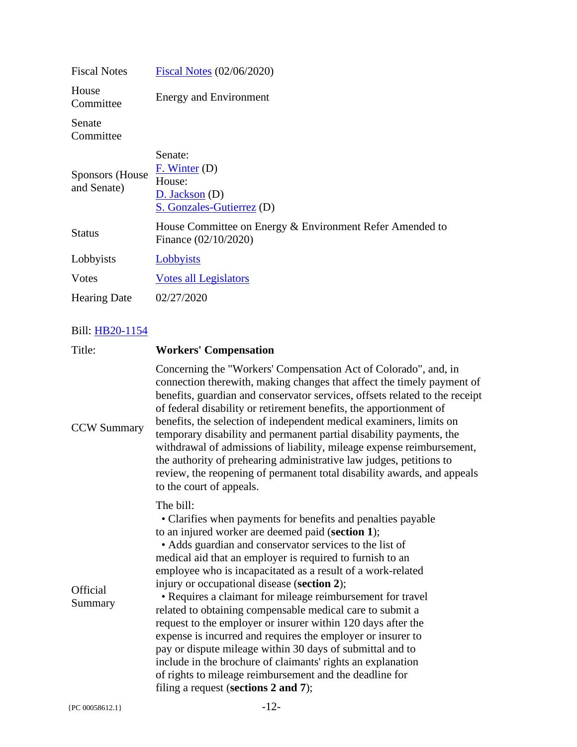| | |
|---|---|
| Fiscal Notes | Fiscal Notes (02/06/2020) |
| House Committee | Energy and Environment |
| Senate Committee | |
| Sponsors (House and Senate) | Senate:<br>F. Winter (D)<br>House:<br>D. Jackson (D)<br>S. Gonzales-Gutierrez (D) |
| Status | House Committee on Energy & Environment Refer Amended to Finance (02/10/2020) |
| Lobbyists | Lobbyists |
| Votes | Votes all Legislators |
| Hearing Date | 02/27/2020 |

Bill: HB20-1154

| | |
|---|---|
| Title: | **Workers' Compensation** |
| CCW Summary | Concerning the "Workers' Compensation Act of Colorado", and, in connection therewith, making changes that affect the timely payment of benefits, guardian and conservator services, offsets related to the receipt of federal disability or retirement benefits, the apportionment of benefits, the selection of independent medical examiners, limits on temporary disability and permanent partial disability payments, the withdrawal of admissions of liability, mileage expense reimbursement, the authority of prehearing administrative law judges, petitions to review, the reopening of permanent total disability awards, and appeals to the court of appeals. |
| Official Summary | The bill:<br>• Clarifies when payments for benefits and penalties payable to an injured worker are deemed paid (**section 1**);<br>• Adds guardian and conservator services to the list of medical aid that an employer is required to furnish to an employee who is incapacitated as a result of a work-related injury or occupational disease (**section 2**);<br>• Requires a claimant for mileage reimbursement for travel related to obtaining compensable medical care to submit a request to the employer or insurer within 120 days after the expense is incurred and requires the employer or insurer to pay or dispute mileage within 30 days of submittal and to include in the brochure of claimants' rights an explanation of rights to mileage reimbursement and the deadline for filing a request (**sections 2 and 7**); |

{PC 00058612.1}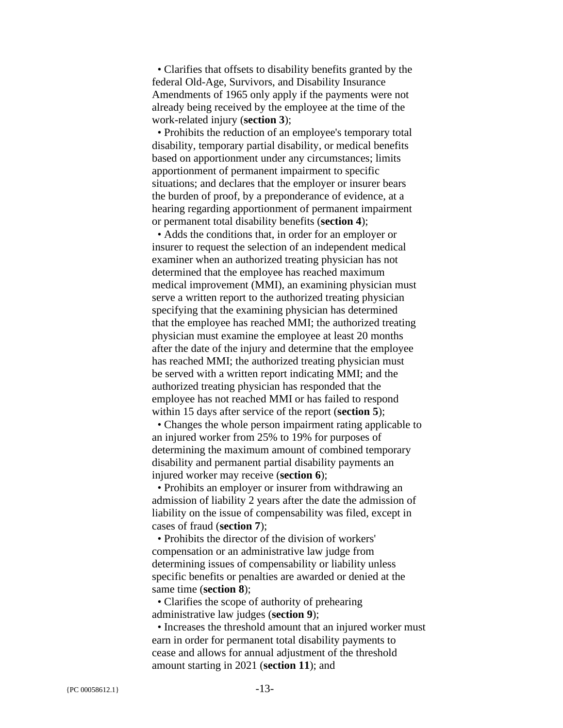- Clarifies that offsets to disability benefits granted by the federal Old-Age, Survivors, and Disability Insurance Amendments of 1965 only apply if the payments were not already being received by the employee at the time of the work-related injury (**section 3**);
- Prohibits the reduction of an employee's temporary total disability, temporary partial disability, or medical benefits based on apportionment under any circumstances; limits apportionment of permanent impairment to specific situations; and declares that the employer or insurer bears the burden of proof, by a preponderance of evidence, at a hearing regarding apportionment of permanent impairment or permanent total disability benefits (**section 4**);
- Adds the conditions that, in order for an employer or insurer to request the selection of an independent medical examiner when an authorized treating physician has not determined that the employee has reached maximum medical improvement (MMI), an examining physician must serve a written report to the authorized treating physician specifying that the examining physician has determined that the employee has reached MMI; the authorized treating physician must examine the employee at least 20 months after the date of the injury and determine that the employee has reached MMI; the authorized treating physician must be served with a written report indicating MMI; and the authorized treating physician has responded that the employee has not reached MMI or has failed to respond within 15 days after service of the report (**section 5**);
- Changes the whole person impairment rating applicable to an injured worker from 25% to 19% for purposes of determining the maximum amount of combined temporary disability and permanent partial disability payments an injured worker may receive (**section 6**);
- Prohibits an employer or insurer from withdrawing an admission of liability 2 years after the date the admission of liability on the issue of compensability was filed, except in cases of fraud (**section 7**);
- Prohibits the director of the division of workers' compensation or an administrative law judge from determining issues of compensability or liability unless specific benefits or penalties are awarded or denied at the same time (**section 8**);
- Clarifies the scope of authority of prehearing administrative law judges (**section 9**);
- Increases the threshold amount that an injured worker must earn in order for permanent total disability payments to cease and allows for annual adjustment of the threshold amount starting in 2021 (**section 11**); and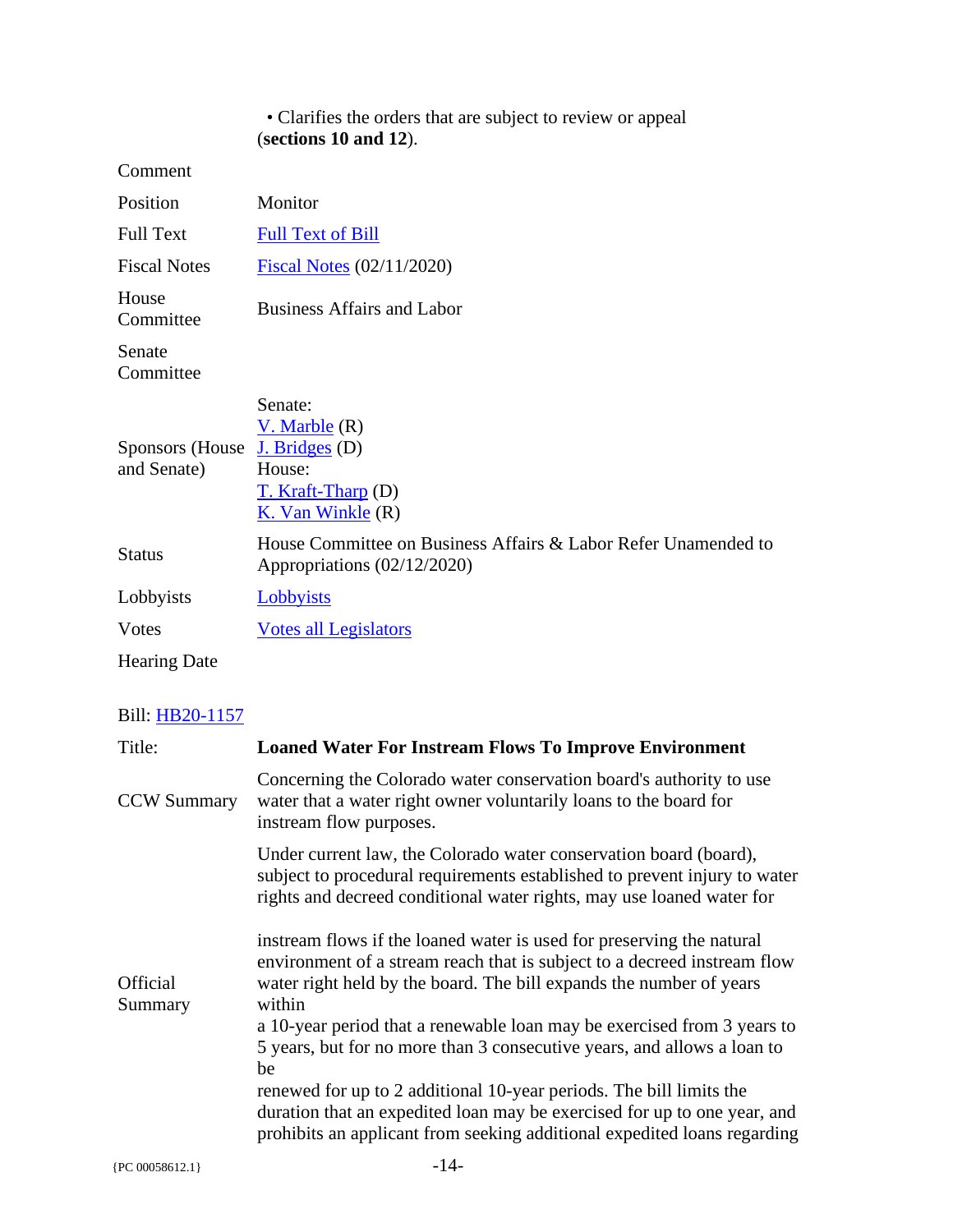• Clarifies the orders that are subject to review or appeal (**sections 10 and 12**).

| | |
|---|---|
| Comment | |
| Position | Monitor |
| Full Text | Full Text of Bill |
| Fiscal Notes | Fiscal Notes (02/11/2020) |
| House Committee | Business Affairs and Labor |
| Senate Committee | |
| Sponsors (House and Senate) | Senate:<br>V. Marble (R)<br>J. Bridges (D)<br>House:<br>T. Kraft-Tharp (D)<br>K. Van Winkle (R) |
| Status | House Committee on Business Affairs & Labor Refer Unamended to Appropriations (02/12/2020) |
| Lobbyists | Lobbyists |
| Votes | Votes all Legislators |
| Hearing Date | |

Bill: HB20-1157

| | |
|---|---|
| Title: | **Loaned Water For Instream Flows To Improve Environment** |
| CCW Summary | Concerning the Colorado water conservation board's authority to use water that a water right owner voluntarily loans to the board for instream flow purposes. |
| Official Summary | Under current law, the Colorado water conservation board (board), subject to procedural requirements established to prevent injury to water rights and decreed conditional water rights, may use loaned water for instream flows if the loaned water is used for preserving the natural environment of a stream reach that is subject to a decreed instream flow water right held by the board. The bill expands the number of years within a 10-year period that a renewable loan may be exercised from 3 years to 5 years, but for no more than 3 consecutive years, and allows a loan to be renewed for up to 2 additional 10-year periods. The bill limits the duration that an expedited loan may be exercised for up to one year, and prohibits an applicant from seeking additional expedited loans regarding |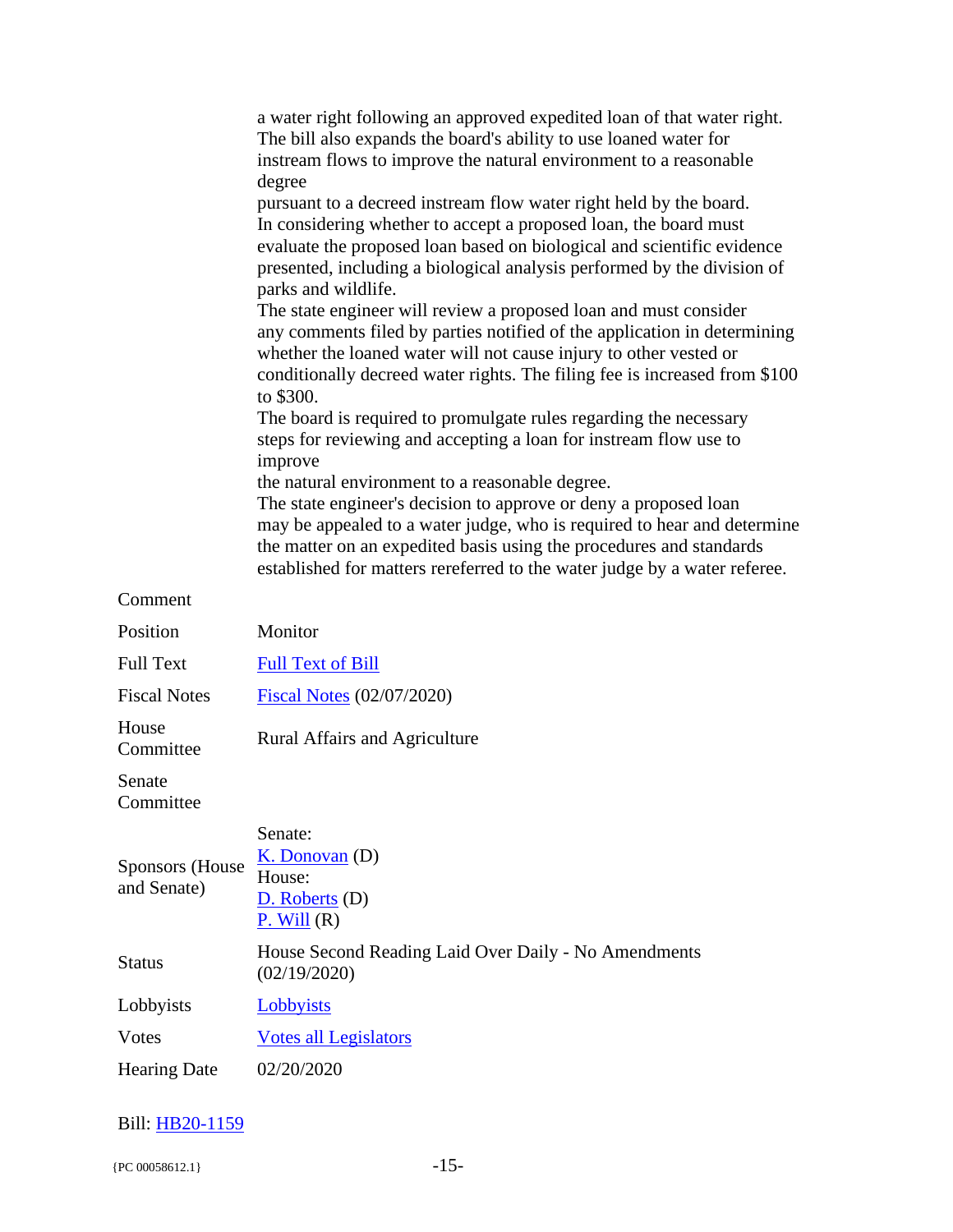| | |
|---|---|
| | a water right following an approved expedited loan of that water right. The bill also expands the board's ability to use loaned water for instream flows to improve the natural environment to a reasonable degree pursuant to a decreed instream flow water right held by the board. In considering whether to accept a proposed loan, the board must evaluate the proposed loan based on biological and scientific evidence presented, including a biological analysis performed by the division of parks and wildlife. The state engineer will review a proposed loan and must consider any comments filed by parties notified of the application in determining whether the loaned water will not cause injury to other vested or conditionally decreed water rights. The filing fee is increased from \$100 to \$300. The board is required to promulgate rules regarding the necessary steps for reviewing and accepting a loan for instream flow use to improve the natural environment to a reasonable degree. The state engineer's decision to approve or deny a proposed loan may be appealed to a water judge, who is required to hear and determine the matter on an expedited basis using the procedures and standards established for matters rereferred to the water judge by a water referee. |
| Comment | |
| Position | Monitor |
| Full Text | Full Text of Bill |
| Fiscal Notes | Fiscal Notes (02/07/2020) |
| House Committee | Rural Affairs and Agriculture |
| Senate Committee | |
| Sponsors (House and Senate) | Senate:<br>K. Donovan (D)<br>House:<br>D. Roberts (D)<br>P. Will (R) |
| Status | House Second Reading Laid Over Daily - No Amendments (02/19/2020) |
| Lobbyists | Lobbyists |
| Votes | Votes all Legislators |
| Hearing Date | 02/20/2020 |

Bill: HB20-1159

{PC 00058612.1}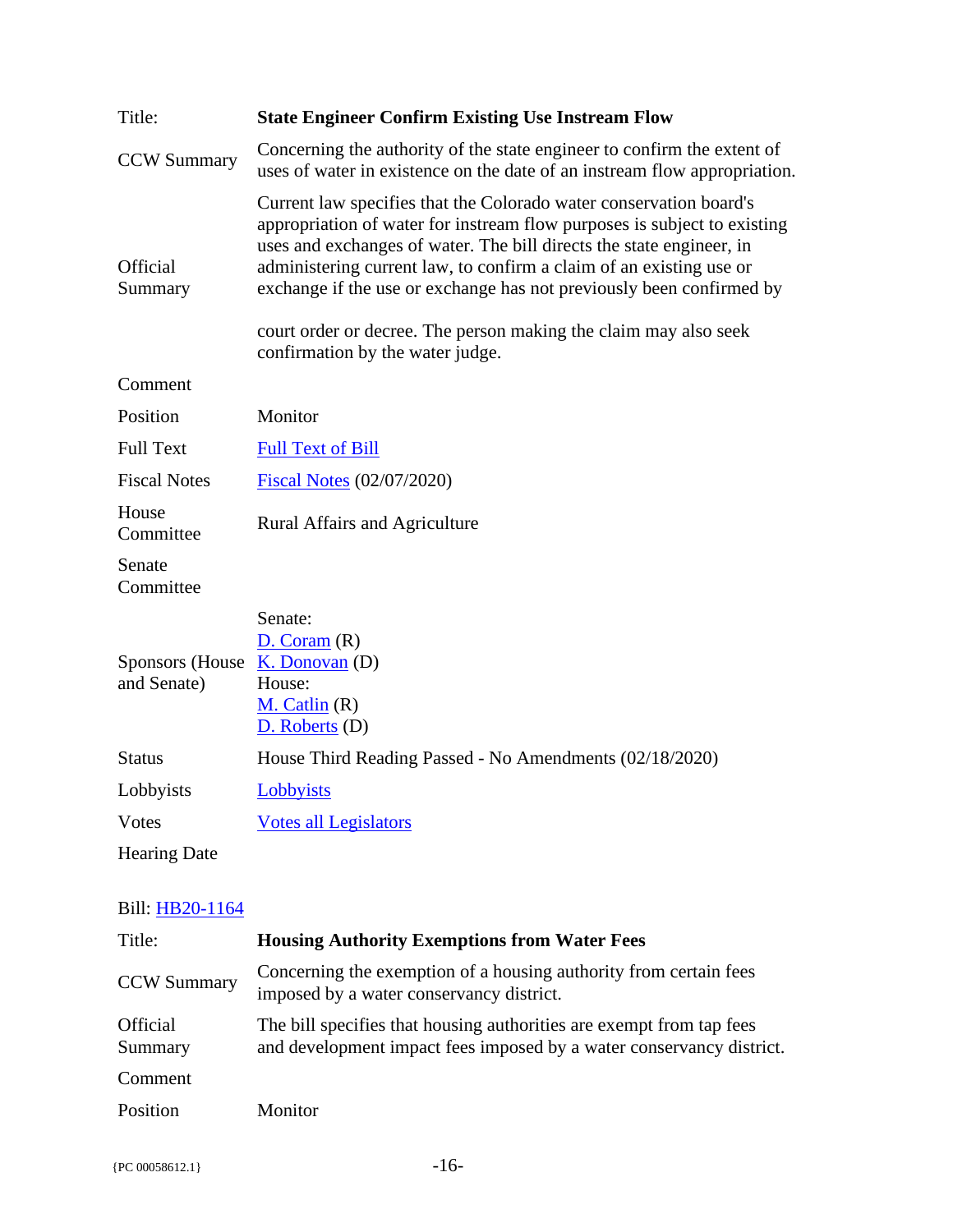| | |
|---|---|
| Title: | **State Engineer Confirm Existing Use Instream Flow** |
| CCW Summary | Concerning the authority of the state engineer to confirm the extent of uses of water in existence on the date of an instream flow appropriation. |
| Official Summary | Current law specifies that the Colorado water conservation board's appropriation of water for instream flow purposes is subject to existing uses and exchanges of water. The bill directs the state engineer, in administering current law, to confirm a claim of an existing use or exchange if the use or exchange has not previously been confirmed by court order or decree. The person making the claim may also seek confirmation by the water judge. |
| Comment | |
| Position | Monitor |
| Full Text | [Full Text of Bill] |
| Fiscal Notes | [Fiscal Notes] (02/07/2020) |
| House Committee | Rural Affairs and Agriculture |
| Senate Committee | |
| Sponsors (House and Senate) | Senate:<br>D. Coram (R)<br>K. Donovan (D)<br>House:<br>M. Catlin (R)<br>D. Roberts (D) |
| Status | House Third Reading Passed - No Amendments (02/18/2020) |
| Lobbyists | Lobbyists |
| Votes | Votes all Legislators |
| Hearing Date | |

Bill: HB20-1164

| | |
|---|---|
| Title: | **Housing Authority Exemptions from Water Fees** |
| CCW Summary | Concerning the exemption of a housing authority from certain fees imposed by a water conservancy district. |
| Official Summary | The bill specifies that housing authorities are exempt from tap fees and development impact fees imposed by a water conservancy district. |
| Comment | |
| Position | Monitor |

{PC 00058612.1}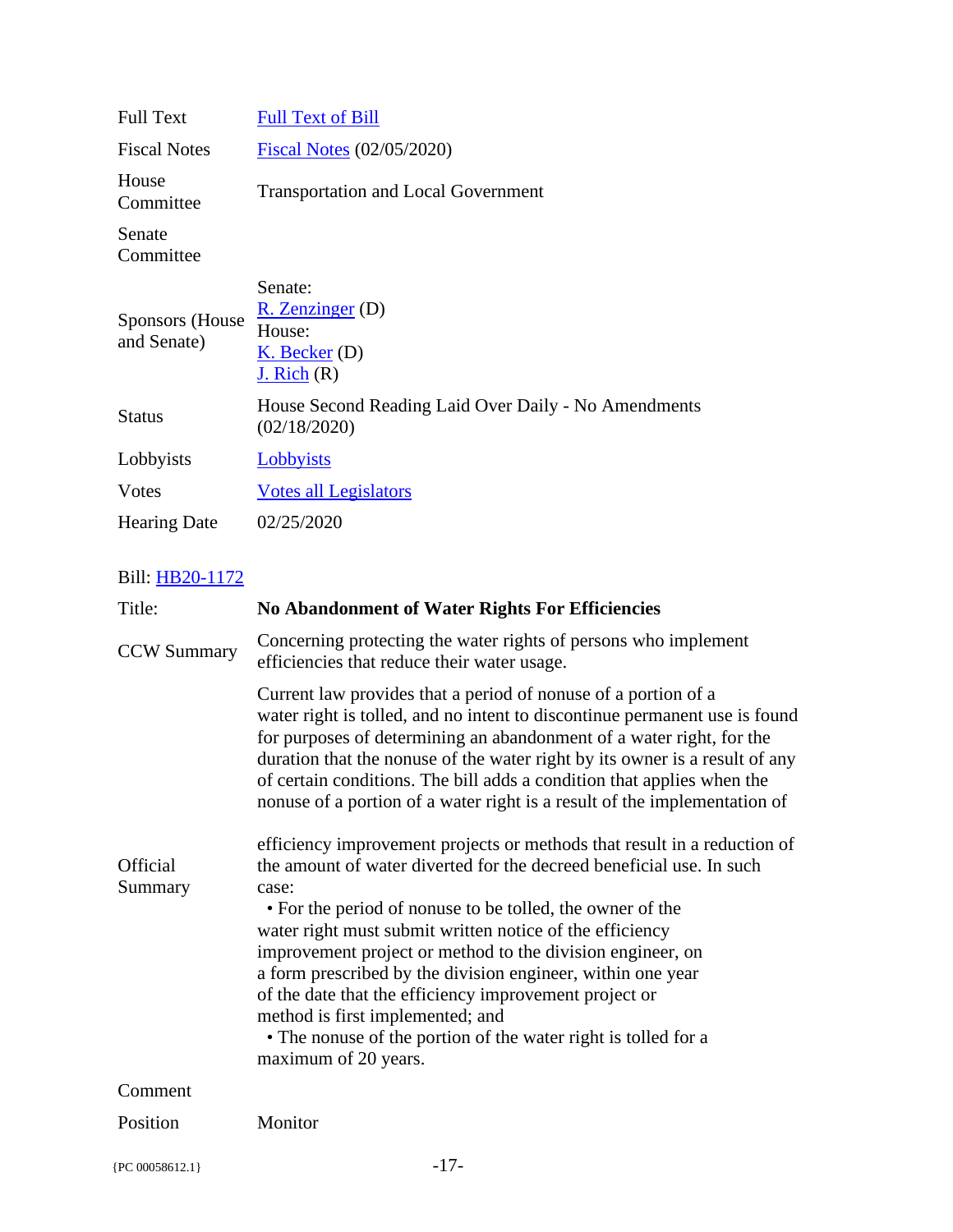| | |
|---|---|
| Full Text | Full Text of Bill |
| Fiscal Notes | Fiscal Notes (02/05/2020) |
| House Committee | Transportation and Local Government |
| Senate Committee | |
| Sponsors (House and Senate) | Senate: R. Zenzinger (D) House: K. Becker (D) J. Rich (R) |
| Status | House Second Reading Laid Over Daily - No Amendments (02/18/2020) |
| Lobbyists | Lobbyists |
| Votes | Votes all Legislators |
| Hearing Date | 02/25/2020 |

Bill: HB20-1172

| | |
|---|---|
| Title: | **No Abandonment of Water Rights For Efficiencies** |
| CCW Summary | Concerning protecting the water rights of persons who implement efficiencies that reduce their water usage. |
| Official Summary | Current law provides that a period of nonuse of a portion of a water right is tolled, and no intent to discontinue permanent use is found for purposes of determining an abandonment of a water right, for the duration that the nonuse of the water right by its owner is a result of any of certain conditions. The bill adds a condition that applies when the nonuse of a portion of a water right is a result of the implementation of efficiency improvement projects or methods that result in a reduction of the amount of water diverted for the decreed beneficial use. In such case:<br>• For the period of nonuse to be tolled, the owner of the water right must submit written notice of the efficiency improvement project or method to the division engineer, on a form prescribed by the division engineer, within one year of the date that the efficiency improvement project or method is first implemented; and<br>• The nonuse of the portion of the water right is tolled for a maximum of 20 years. |
| Comment | |
| Position | Monitor |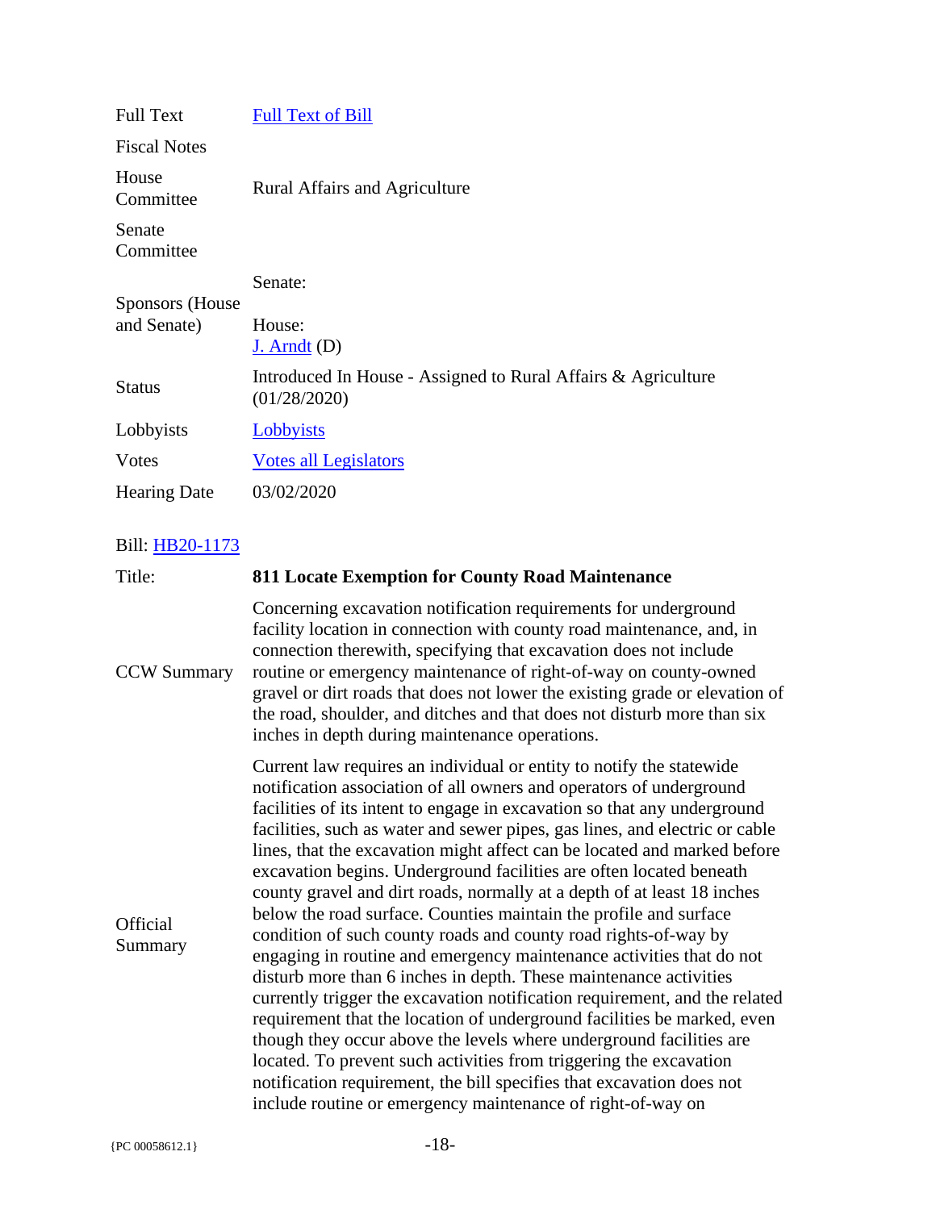| | |
|---|---|
| Full Text | Full Text of Bill |
| Fiscal Notes | |
| House Committee | Rural Affairs and Agriculture |
| Senate Committee | |
| Sponsors (House and Senate) | Senate:<br><br>House:<br>J. Arndt (D) |
| Status | Introduced In House - Assigned to Rural Affairs & Agriculture (01/28/2020) |
| Lobbyists | Lobbyists |
| Votes | Votes all Legislators |
| Hearing Date | 03/02/2020 |

| Bill: HB20-1173 | |
|---|---|
| Title: | **811 Locate Exemption for County Road Maintenance** |
| CCW Summary | Concerning excavation notification requirements for underground facility location in connection with county road maintenance, and, in connection therewith, specifying that excavation does not include routine or emergency maintenance of right-of-way on county-owned gravel or dirt roads that does not lower the existing grade or elevation of the road, shoulder, and ditches and that does not disturb more than six inches in depth during maintenance operations. |
| Official Summary | Current law requires an individual or entity to notify the statewide notification association of all owners and operators of underground facilities of its intent to engage in excavation so that any underground facilities, such as water and sewer pipes, gas lines, and electric or cable lines, that the excavation might affect can be located and marked before excavation begins. Underground facilities are often located beneath county gravel and dirt roads, normally at a depth of at least 18 inches below the road surface. Counties maintain the profile and surface condition of such county roads and county road rights-of-way by engaging in routine and emergency maintenance activities that do not disturb more than 6 inches in depth. These maintenance activities currently trigger the excavation notification requirement, and the related requirement that the location of underground facilities be marked, even though they occur above the levels where underground facilities are located. To prevent such activities from triggering the excavation notification requirement, the bill specifies that excavation does not include routine or emergency maintenance of right-of-way on |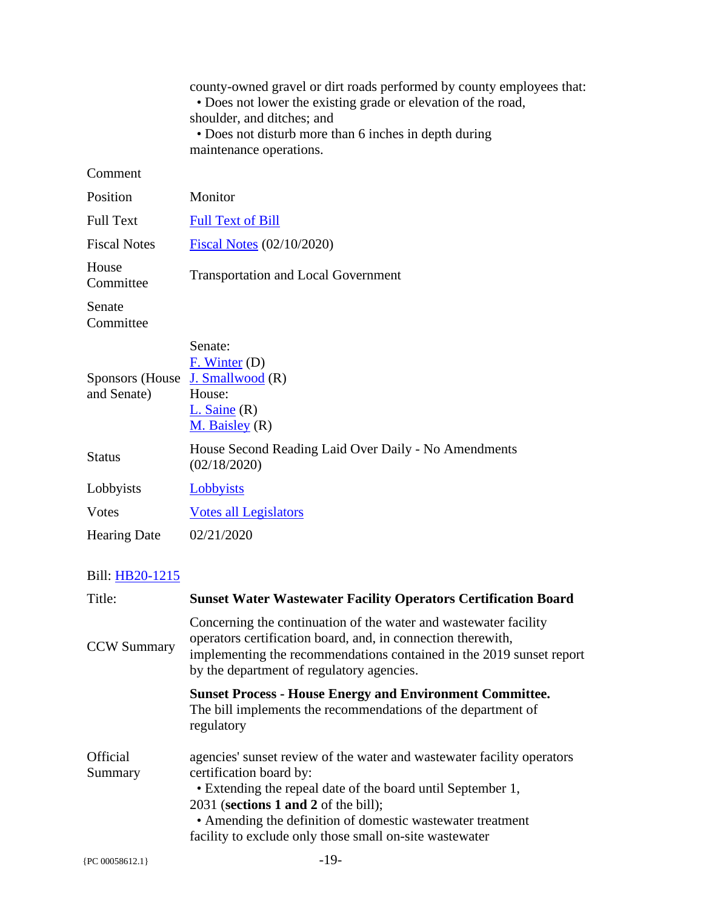| | |
|---|---|
| | county-owned gravel or dirt roads performed by county employees that:<br>• Does not lower the existing grade or elevation of the road, shoulder, and ditches; and<br>• Does not disturb more than 6 inches in depth during maintenance operations. |
| Comment | |
| Position | Monitor |
| Full Text | Full Text of Bill |
| Fiscal Notes | Fiscal Notes (02/10/2020) |
| House Committee | Transportation and Local Government |
| Senate Committee | |
| Sponsors (House and Senate) | Senate:<br>F. Winter (D)<br>J. Smallwood (R)<br>House:<br>L. Saine (R)<br>M. Baisley (R) |
| Status | House Second Reading Laid Over Daily - No Amendments (02/18/2020) |
| Lobbyists | Lobbyists |
| Votes | Votes all Legislators |
| Hearing Date | 02/21/2020 |

Bill: HB20-1215

| | |
|---|---|
| Title: | **Sunset Water Wastewater Facility Operators Certification Board** |
| CCW Summary | Concerning the continuation of the water and wastewater facility operators certification board, and, in connection therewith, implementing the recommendations contained in the 2019 sunset report by the department of regulatory agencies. |
| Official Summary | **Sunset Process - House Energy and Environment Committee.** The bill implements the recommendations of the department of regulatory agencies' sunset review of the water and wastewater facility operators certification board by:<br>• Extending the repeal date of the board until September 1, 2031 (**sections 1 and 2** of the bill);<br>• Amending the definition of domestic wastewater treatment facility to exclude only those small on-site wastewater |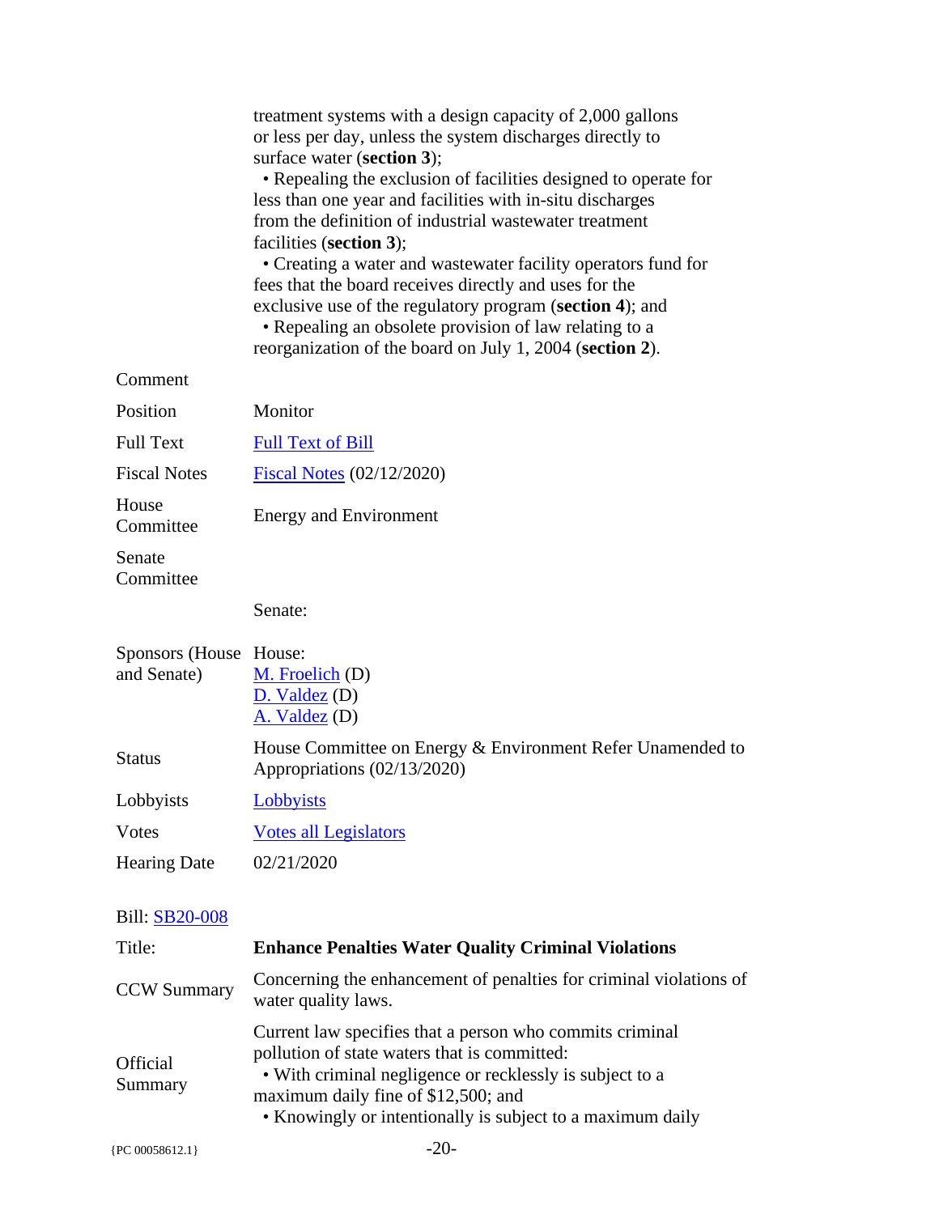| | |
|---|---|
| | treatment systems with a design capacity of 2,000 gallons or less per day, unless the system discharges directly to surface water (**section 3**);<br>• Repealing the exclusion of facilities designed to operate for less than one year and facilities with in-situ discharges from the definition of industrial wastewater treatment facilities (**section 3**);<br>• Creating a water and wastewater facility operators fund for fees that the board receives directly and uses for the exclusive use of the regulatory program (**section 4**); and<br>• Repealing an obsolete provision of law relating to a reorganization of the board on July 1, 2004 (**section 2**). |
| Comment | |
| Position | Monitor |
| Full Text | Full Text of Bill |
| Fiscal Notes | Fiscal Notes (02/12/2020) |
| House Committee | Energy and Environment |
| Senate Committee | |
| | Senate: |
| Sponsors (House and Senate) | House:<br>M. Froelich (D)<br>D. Valdez (D)<br>A. Valdez (D) |
| Status | House Committee on Energy & Environment Refer Unamended to Appropriations (02/13/2020) |
| Lobbyists | Lobbyists |
| Votes | Votes all Legislators |
| Hearing Date | 02/21/2020 |

Bill: SB20-008

| | |
|---|---|
| Title: | **Enhance Penalties Water Quality Criminal Violations** |
| CCW Summary | Concerning the enhancement of penalties for criminal violations of water quality laws. |
| Official Summary | Current law specifies that a person who commits criminal pollution of state waters that is committed:<br>• With criminal negligence or recklessly is subject to a maximum daily fine of $12,500; and<br>• Knowingly or intentionally is subject to a maximum daily |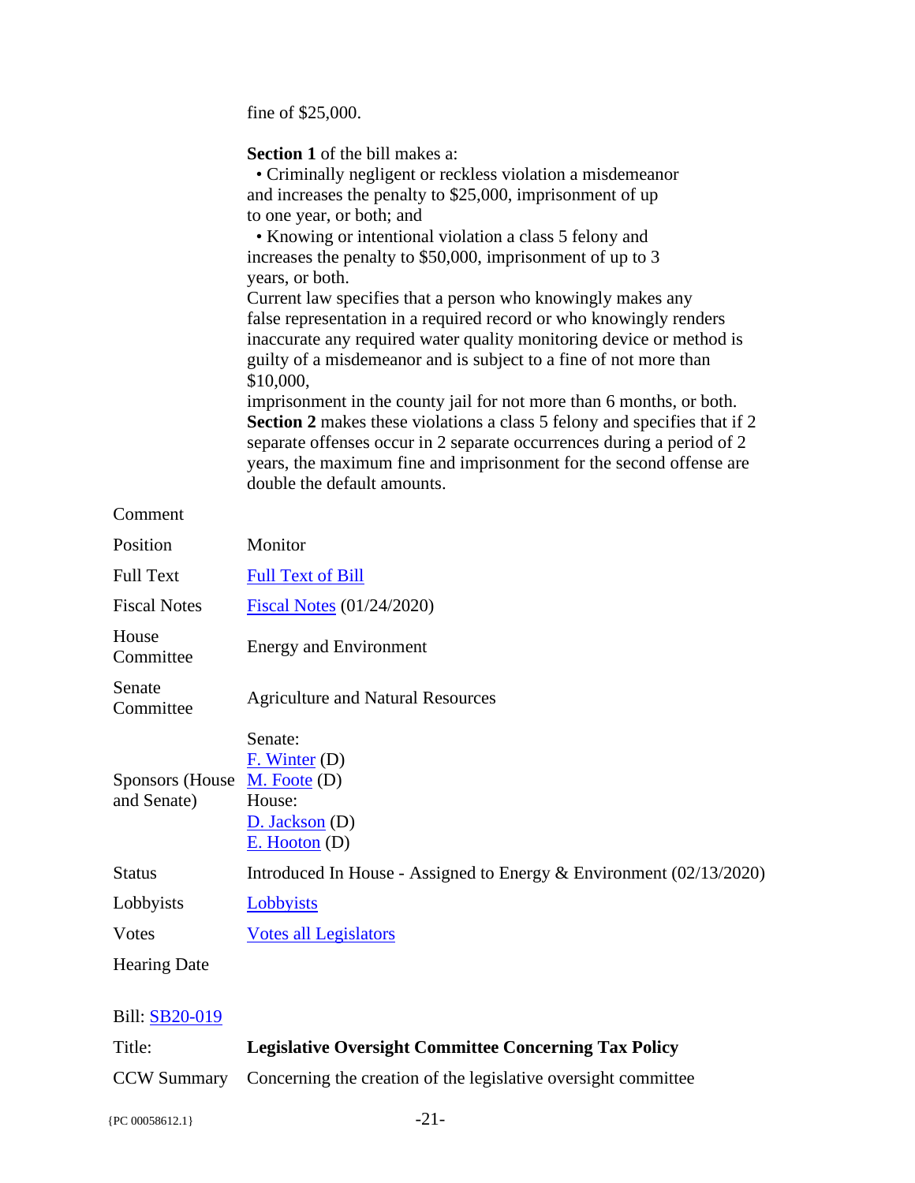| | |
|---|---|
| | fine of $25,000.<br><br>**Section 1** of the bill makes a:<br>• Criminally negligent or reckless violation a misdemeanor and increases the penalty to $25,000, imprisonment of up to one year, or both; and<br>• Knowing or intentional violation a class 5 felony and increases the penalty to $50,000, imprisonment of up to 3 years, or both.<br>Current law specifies that a person who knowingly makes any false representation in a required record or who knowingly renders inaccurate any required water quality monitoring device or method is guilty of a misdemeanor and is subject to a fine of not more than $10,000,<br>imprisonment in the county jail for not more than 6 months, or both.<br>**Section 2** makes these violations a class 5 felony and specifies that if 2 separate offenses occur in 2 separate occurrences during a period of 2 years, the maximum fine and imprisonment for the second offense are double the default amounts. |
| Comment | |
| Position | Monitor |
| Full Text | Full Text of Bill |
| Fiscal Notes | Fiscal Notes (01/24/2020) |
| House Committee | Energy and Environment |
| Senate Committee | Agriculture and Natural Resources |
| Sponsors (House and Senate) | Senate:<br>F. Winter (D)<br>M. Foote (D)<br>House:<br>D. Jackson (D)<br>E. Hooton (D) |
| Status | Introduced In House - Assigned to Energy & Environment (02/13/2020) |
| Lobbyists | Lobbyists |
| Votes | Votes all Legislators |
| Hearing Date | |

Bill: SB20-019

| | |
|---|---|
| Title: | **Legislative Oversight Committee Concerning Tax Policy** |
| CCW Summary | Concerning the creation of the legislative oversight committee |

{PC 00058612.1}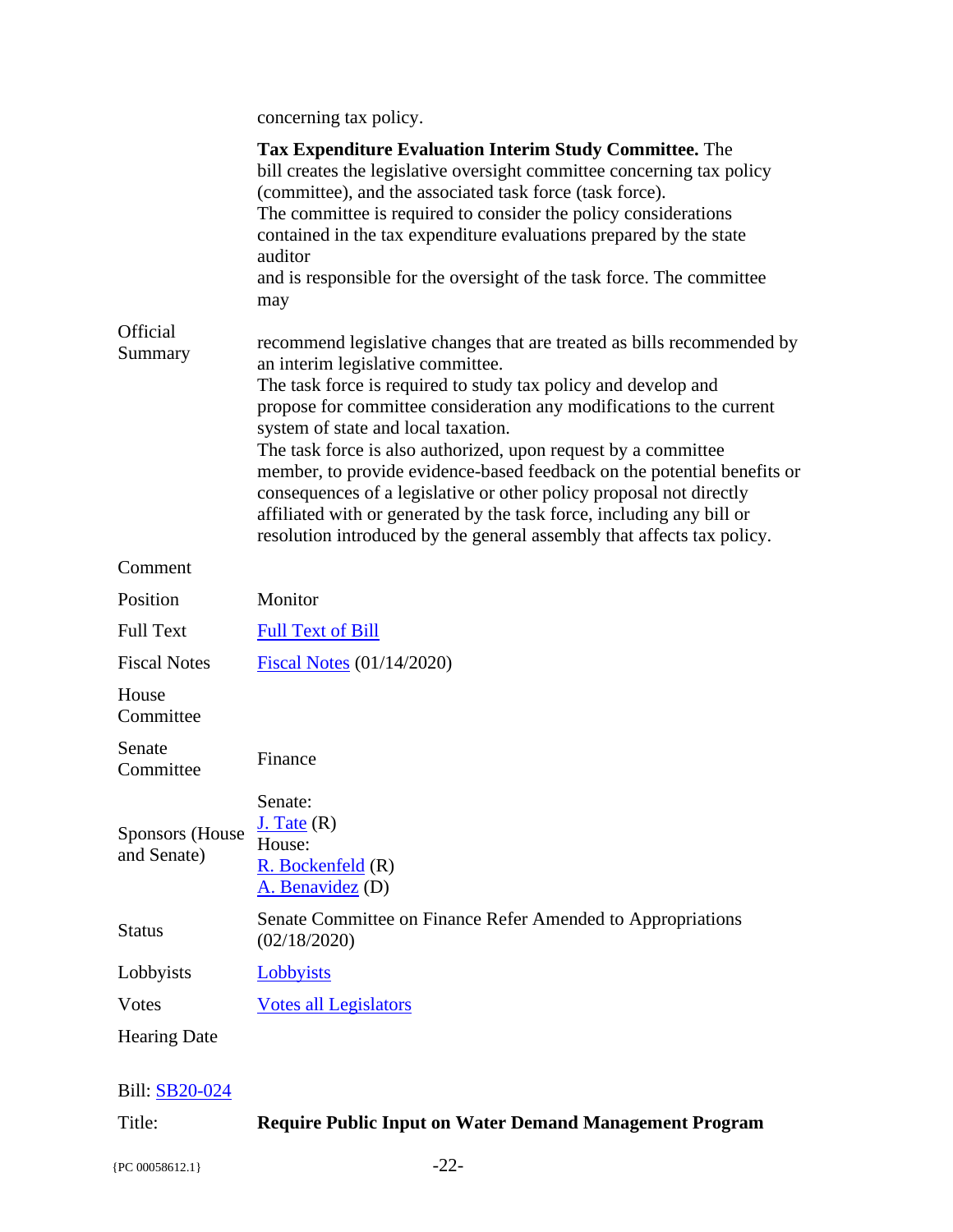| | |
|---|---|
| | concerning tax policy. |
| Official Summary | **Tax Expenditure Evaluation Interim Study Committee.** The bill creates the legislative oversight committee concerning tax policy (committee), and the associated task force (task force). The committee is required to consider the policy considerations contained in the tax expenditure evaluations prepared by the state auditor and is responsible for the oversight of the task force. The committee may recommend legislative changes that are treated as bills recommended by an interim legislative committee. The task force is required to study tax policy and develop and propose for committee consideration any modifications to the current system of state and local taxation. The task force is also authorized, upon request by a committee member, to provide evidence-based feedback on the potential benefits or consequences of a legislative or other policy proposal not directly affiliated with or generated by the task force, including any bill or resolution introduced by the general assembly that affects tax policy. |
| Comment | |
| Position | Monitor |
| Full Text | Full Text of Bill |
| Fiscal Notes | Fiscal Notes (01/14/2020) |
| House Committee | |
| Senate Committee | Finance |
| Sponsors (House and Senate) | Senate: J. Tate (R) House: R. Bockenfeld (R) A. Benavidez (D) |
| Status | Senate Committee on Finance Refer Amended to Appropriations (02/18/2020) |
| Lobbyists | Lobbyists |
| Votes | Votes all Legislators |
| Hearing Date | |

Bill: SB20-024

| | |
|---|---|
| Title: | **Require Public Input on Water Demand Management Program** |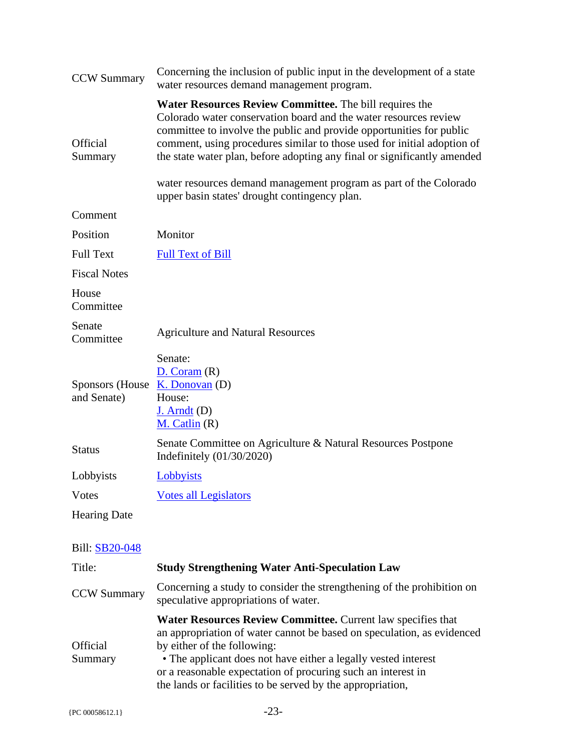| | |
|---|---|
| CCW Summary | Concerning the inclusion of public input in the development of a state water resources demand management program. |
| Official Summary | **Water Resources Review Committee.** The bill requires the Colorado water conservation board and the water resources review committee to involve the public and provide opportunities for public comment, using procedures similar to those used for initial adoption of the state water plan, before adopting any final or significantly amended water resources demand management program as part of the Colorado upper basin states' drought contingency plan. |
| Comment | |
| Position | Monitor |
| Full Text | [Full Text of Bill]() |
| Fiscal Notes | |
| House Committee | |
| Senate Committee | Agriculture and Natural Resources |
| Sponsors (House and Senate) | Senate:<br>[D. Coram]() (R)<br>[K. Donovan]() (D)<br>House:<br>[J. Arndt]() (D)<br>[M. Catlin]() (R) |
| Status | Senate Committee on Agriculture & Natural Resources Postpone Indefinitely (01/30/2020) |
| Lobbyists | [Lobbyists]() |
| Votes | [Votes all Legislators]() |
| Hearing Date | |

Bill: [SB20-048]()

| | |
|---|---|
| Title: | **Study Strengthening Water Anti-Speculation Law** |
| CCW Summary | Concerning a study to consider the strengthening of the prohibition on speculative appropriations of water. |
| Official Summary | **Water Resources Review Committee.** Current law specifies that an appropriation of water cannot be based on speculation, as evidenced by either of the following:<br>• The applicant does not have either a legally vested interest or a reasonable expectation of procuring such an interest in the lands or facilities to be served by the appropriation, |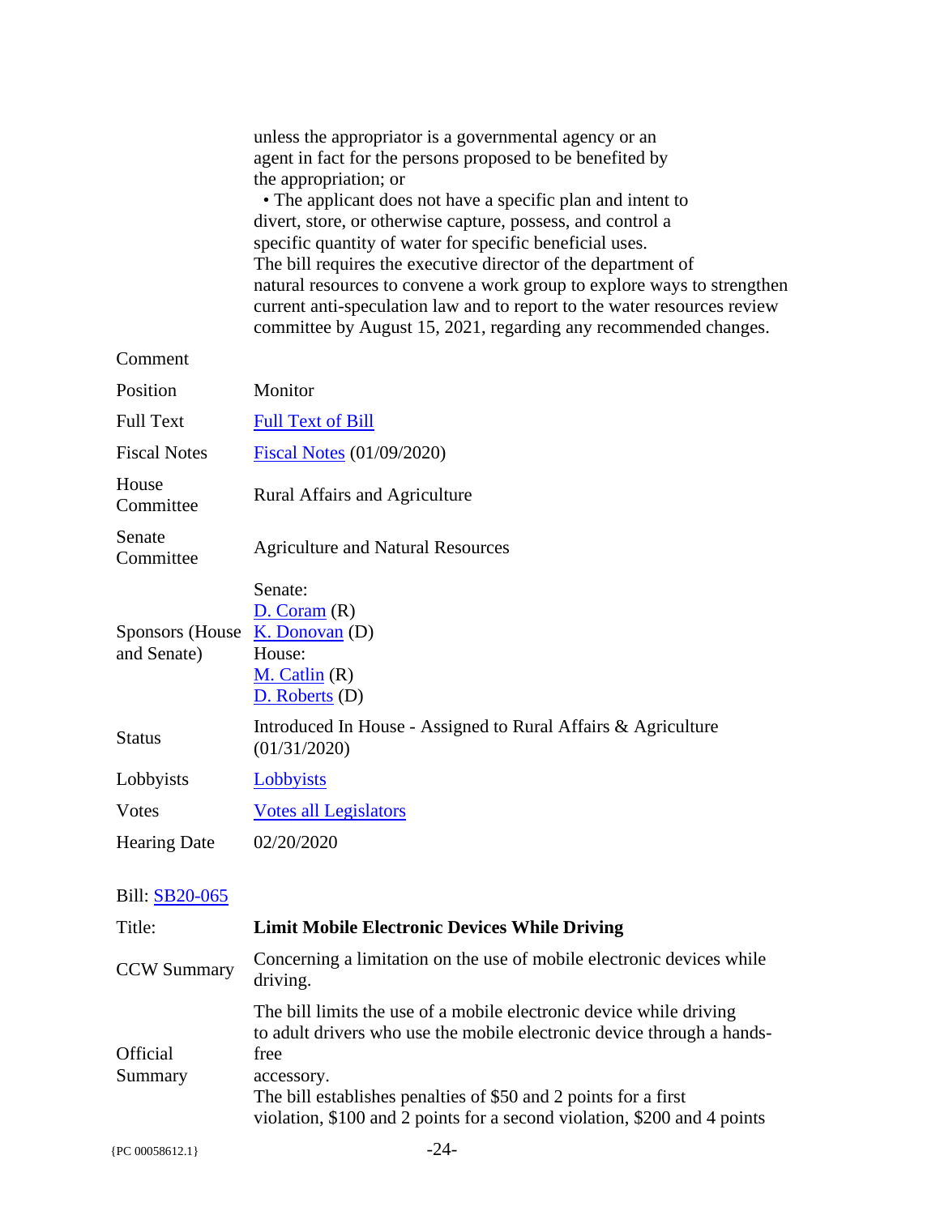| | |
|---|---|
| | unless the appropriator is a governmental agency or an agent in fact for the persons proposed to be benefited by the appropriation; or<br>• The applicant does not have a specific plan and intent to divert, store, or otherwise capture, possess, and control a specific quantity of water for specific beneficial uses.<br>The bill requires the executive director of the department of natural resources to convene a work group to explore ways to strengthen current anti-speculation law and to report to the water resources review committee by August 15, 2021, regarding any recommended changes. |
| Comment | |
| Position | Monitor |
| Full Text | Full Text of Bill |
| Fiscal Notes | Fiscal Notes (01/09/2020) |
| House Committee | Rural Affairs and Agriculture |
| Senate Committee | Agriculture and Natural Resources |
| Sponsors (House and Senate) | Senate:<br>D. Coram (R)<br>K. Donovan (D)<br>House:<br>M. Catlin (R)<br>D. Roberts (D) |
| Status | Introduced In House - Assigned to Rural Affairs & Agriculture (01/31/2020) |
| Lobbyists | Lobbyists |
| Votes | Votes all Legislators |
| Hearing Date | 02/20/2020 |

Bill: SB20-065

| | |
|---|---|
| Title: | **Limit Mobile Electronic Devices While Driving** |
| CCW Summary | Concerning a limitation on the use of mobile electronic devices while driving. |
| Official Summary | The bill limits the use of a mobile electronic device while driving to adult drivers who use the mobile electronic device through a hands-free<br>accessory.<br>The bill establishes penalties of $50 and 2 points for a first violation, $100 and 2 points for a second violation, $200 and 4 points |

{PC 00058612.1}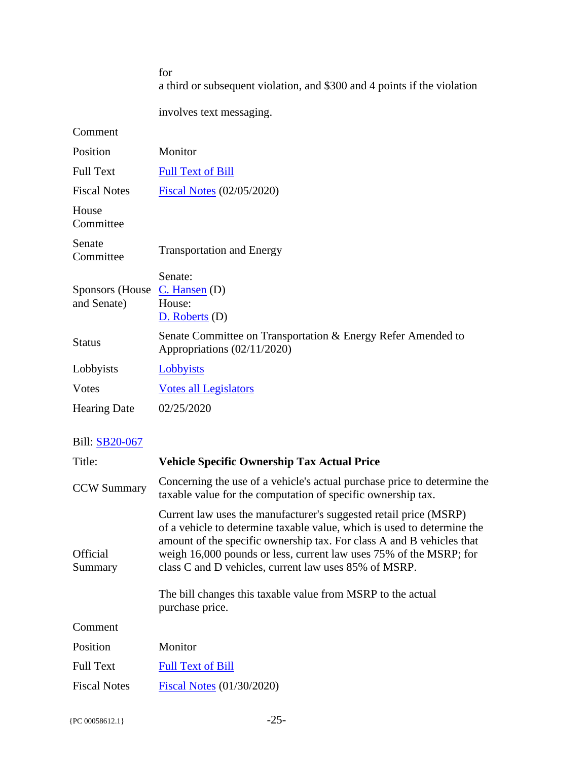| | |
|---|---|
| | for<br>a third or subsequent violation, and $300 and 4 points if the violation<br><br>involves text messaging. |
| Comment | |
| Position | Monitor |
| Full Text | Full Text of Bill |
| Fiscal Notes | Fiscal Notes (02/05/2020) |
| House Committee | |
| Senate Committee | Transportation and Energy |
| Sponsors (House and Senate) | Senate:<br>C. Hansen (D)<br>House:<br>D. Roberts (D) |
| Status | Senate Committee on Transportation & Energy Refer Amended to Appropriations (02/11/2020) |
| Lobbyists | Lobbyists |
| Votes | Votes all Legislators |
| Hearing Date | 02/25/2020 |

Bill: SB20-067

| | |
|---|---|
| Title: | **Vehicle Specific Ownership Tax Actual Price** |
| CCW Summary | Concerning the use of a vehicle's actual purchase price to determine the taxable value for the computation of specific ownership tax. |
| Official Summary | Current law uses the manufacturer's suggested retail price (MSRP) of a vehicle to determine taxable value, which is used to determine the amount of the specific ownership tax. For class A and B vehicles that weigh 16,000 pounds or less, current law uses 75% of the MSRP; for class C and D vehicles, current law uses 85% of MSRP.<br><br>The bill changes this taxable value from MSRP to the actual purchase price. |
| Comment | |
| Position | Monitor |
| Full Text | Full Text of Bill |
| Fiscal Notes | Fiscal Notes (01/30/2020) |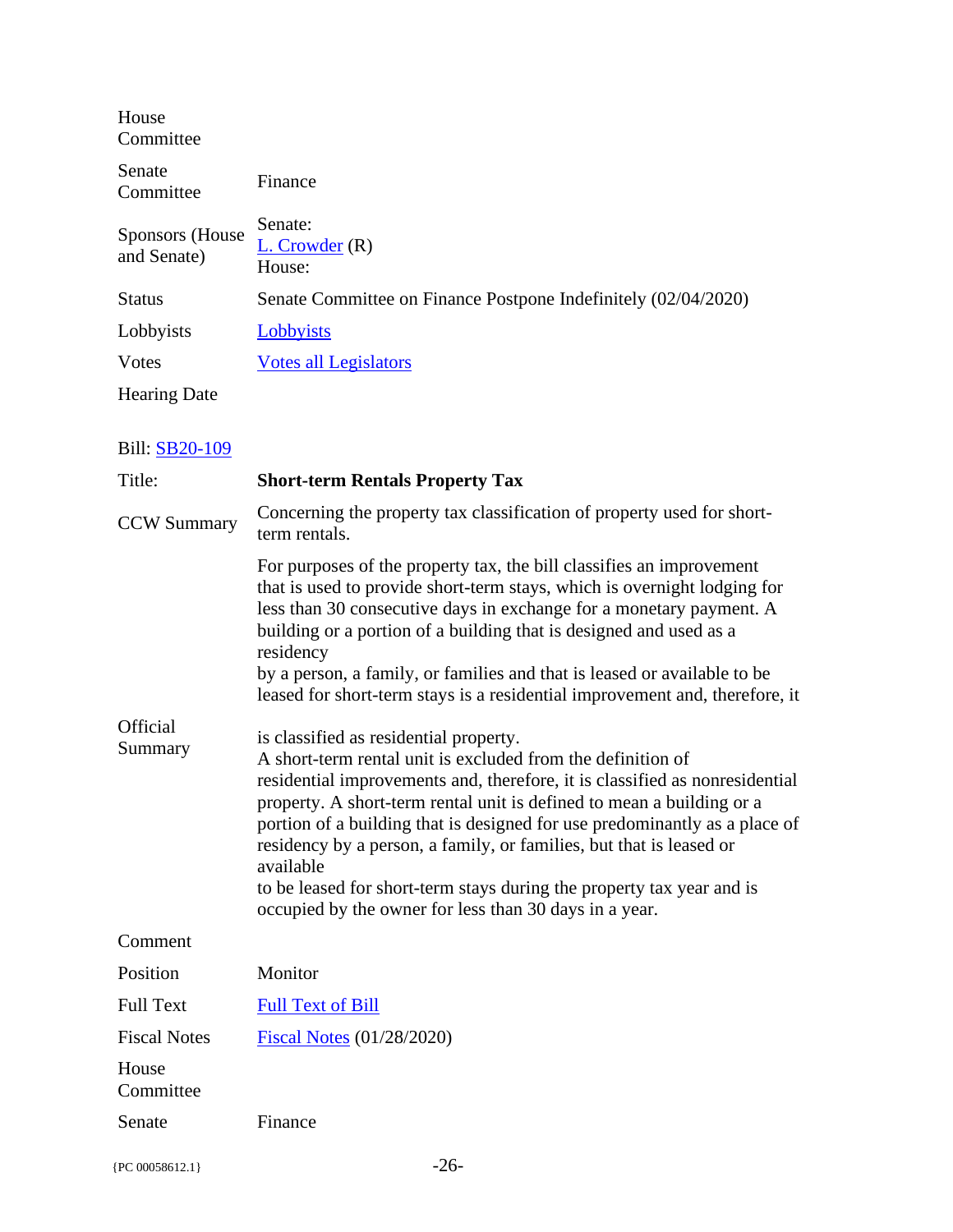| | |
|---|---|
| House Committee | |
| Senate Committee | Finance |
| Sponsors (House and Senate) | Senate: L. Crowder (R) House: |
| Status | Senate Committee on Finance Postpone Indefinitely (02/04/2020) |
| Lobbyists | Lobbyists |
| Votes | Votes all Legislators |
| Hearing Date | |

Bill: SB20-109

| | |
|---|---|
| Title: | **Short-term Rentals Property Tax** |
| CCW Summary | Concerning the property tax classification of property used for short-term rentals. |
| Official Summary | For purposes of the property tax, the bill classifies an improvement that is used to provide short-term stays, which is overnight lodging for less than 30 consecutive days in exchange for a monetary payment. A building or a portion of a building that is designed and used as a residency by a person, a family, or families and that is leased or available to be leased for short-term stays is a residential improvement and, therefore, it is classified as residential property. A short-term rental unit is excluded from the definition of residential improvements and, therefore, it is classified as nonresidential property. A short-term rental unit is defined to mean a building or a portion of a building that is designed for use predominantly as a place of residency by a person, a family, or families, but that is leased or available to be leased for short-term stays during the property tax year and is occupied by the owner for less than 30 days in a year. |
| Comment | |
| Position | Monitor |
| Full Text | Full Text of Bill |
| Fiscal Notes | Fiscal Notes (01/28/2020) |
| House Committee | |
| Senate | Finance |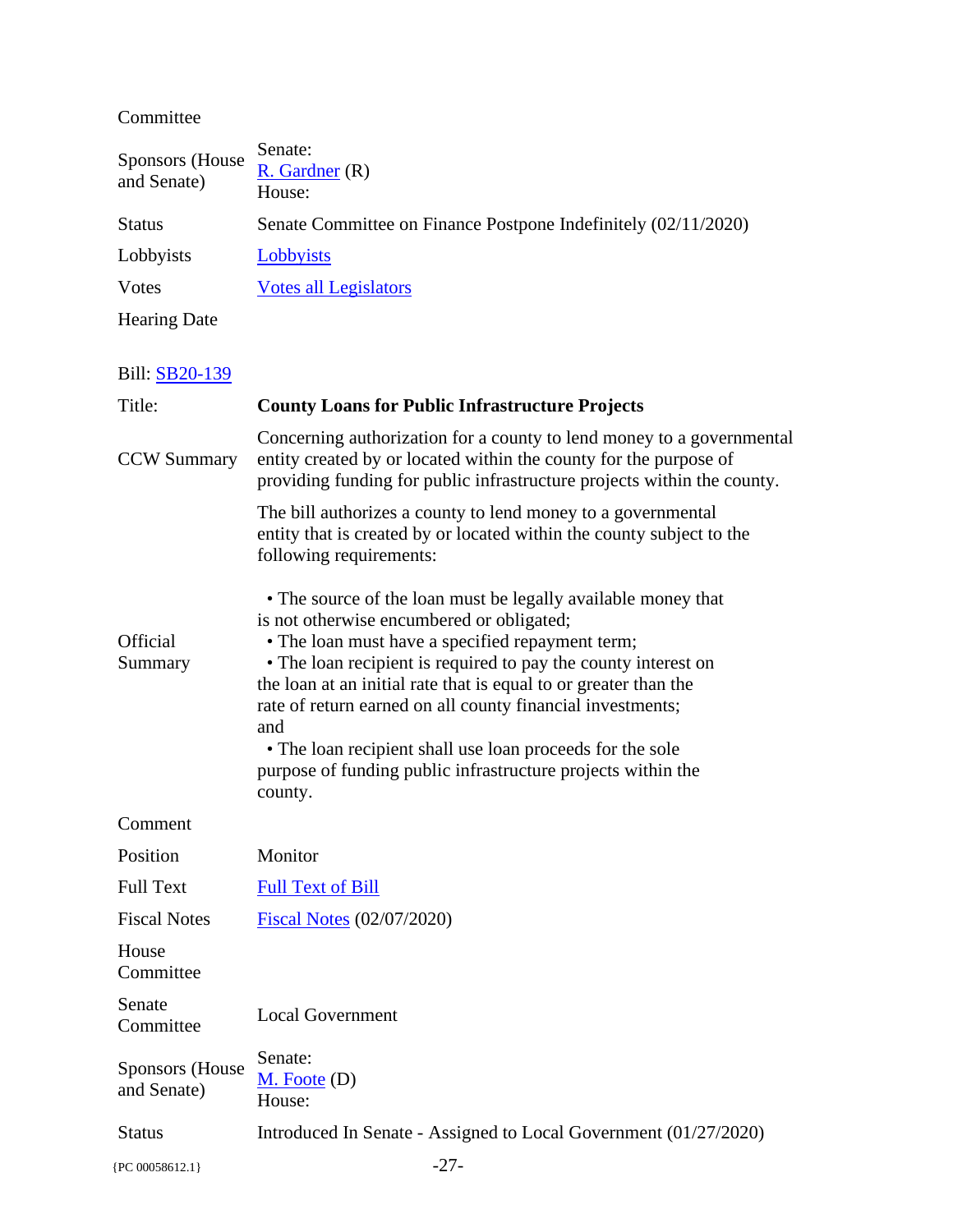| | |
|---|---|
| Committee | |
| Sponsors (House and Senate) | Senate:<br>R. Gardner (R)<br>House: |
| Status | Senate Committee on Finance Postpone Indefinitely (02/11/2020) |
| Lobbyists | Lobbyists |
| Votes | Votes all Legislators |
| Hearing Date | |

| Bill: SB20-139 | |
|---|---|
| Title: | **County Loans for Public Infrastructure Projects** |
| CCW Summary | Concerning authorization for a county to lend money to a governmental entity created by or located within the county for the purpose of providing funding for public infrastructure projects within the county. |
| Official Summary | The bill authorizes a county to lend money to a governmental entity that is created by or located within the county subject to the following requirements:<br><br>• The source of the loan must be legally available money that is not otherwise encumbered or obligated;<br>• The loan must have a specified repayment term;<br>• The loan recipient is required to pay the county interest on the loan at an initial rate that is equal to or greater than the rate of return earned on all county financial investments; and<br>• The loan recipient shall use loan proceeds for the sole purpose of funding public infrastructure projects within the county. |
| Comment | |
| Position | Monitor |
| Full Text | Full Text of Bill |
| Fiscal Notes | Fiscal Notes (02/07/2020) |
| House Committee | |
| Senate Committee | Local Government |
| Sponsors (House and Senate) | Senate:<br>M. Foote (D)<br>House: |
| Status | Introduced In Senate - Assigned to Local Government (01/27/2020) |

{PC 00058612.1}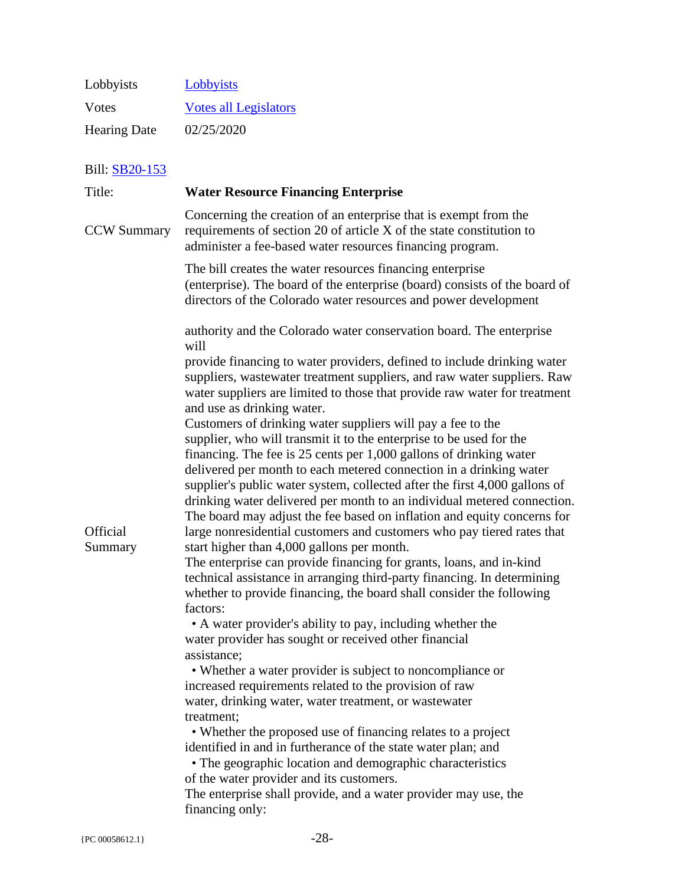| | |
|---|---|
| Lobbyists | Lobbyists |
| Votes | Votes all Legislators |
| Hearing Date | 02/25/2020 |

Bill: SB20-153

| | |
|---|---|
| Title: | **Water Resource Financing Enterprise** |
| CCW Summary | Concerning the creation of an enterprise that is exempt from the requirements of section 20 of article X of the state constitution to administer a fee-based water resources financing program. |
| Official Summary | The bill creates the water resources financing enterprise (enterprise). The board of the enterprise (board) consists of the board of directors of the Colorado water resources and power development authority and the Colorado water conservation board. The enterprise will provide financing to water providers, defined to include drinking water suppliers, wastewater treatment suppliers, and raw water suppliers. Raw water suppliers are limited to those that provide raw water for treatment and use as drinking water. Customers of drinking water suppliers will pay a fee to the supplier, who will transmit it to the enterprise to be used for the financing. The fee is 25 cents per 1,000 gallons of drinking water delivered per month to each metered connection in a drinking water supplier's public water system, collected after the first 4,000 gallons of drinking water delivered per month to an individual metered connection. The board may adjust the fee based on inflation and equity concerns for large nonresidential customers and customers who pay tiered rates that start higher than 4,000 gallons per month. The enterprise can provide financing for grants, loans, and in-kind technical assistance in arranging third-party financing. In determining whether to provide financing, the board shall consider the following factors: • A water provider's ability to pay, including whether the water provider has sought or received other financial assistance; • Whether a water provider is subject to noncompliance or increased requirements related to the provision of raw water, drinking water, water treatment, or wastewater treatment; • Whether the proposed use of financing relates to a project identified in and in furtherance of the state water plan; and • The geographic location and demographic characteristics of the water provider and its customers. The enterprise shall provide, and a water provider may use, the financing only: |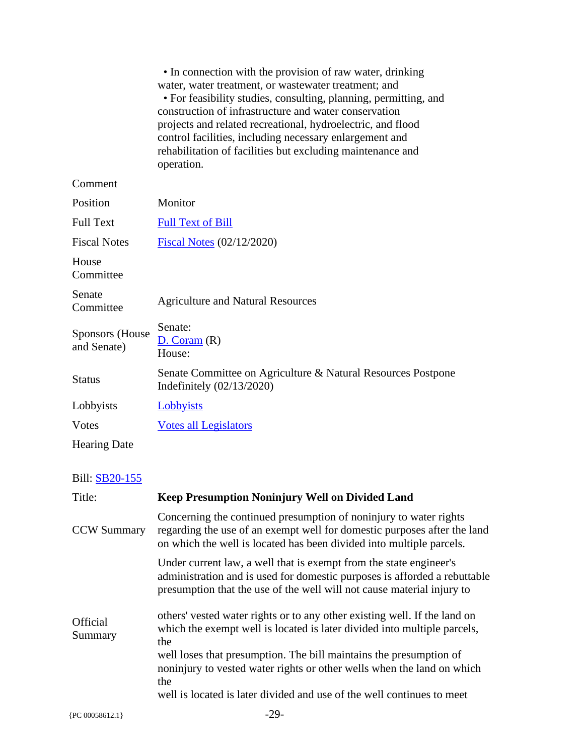| | |
|---|---|
| | • In connection with the provision of raw water, drinking water, water treatment, or wastewater treatment; and<br>• For feasibility studies, consulting, planning, permitting, and construction of infrastructure and water conservation projects and related recreational, hydroelectric, and flood control facilities, including necessary enlargement and rehabilitation of facilities but excluding maintenance and operation. |
| Comment | |
| Position | Monitor |
| Full Text | Full Text of Bill |
| Fiscal Notes | Fiscal Notes (02/12/2020) |
| House Committee | |
| Senate Committee | Agriculture and Natural Resources |
| Sponsors (House and Senate) | Senate:<br>D. Coram (R)<br>House: |
| Status | Senate Committee on Agriculture & Natural Resources Postpone Indefinitely (02/13/2020) |
| Lobbyists | Lobbyists |
| Votes | Votes all Legislators |
| Hearing Date | |

Bill: SB20-155

| | |
|---|---|
| Title: | **Keep Presumption Noninjury Well on Divided Land** |
| CCW Summary | Concerning the continued presumption of noninjury to water rights regarding the use of an exempt well for domestic purposes after the land on which the well is located has been divided into multiple parcels. |
| Official Summary | Under current law, a well that is exempt from the state engineer's administration and is used for domestic purposes is afforded a rebuttable presumption that the use of the well will not cause material injury to others' vested water rights or to any other existing well. If the land on which the exempt well is located is later divided into multiple parcels, the<br>well loses that presumption. The bill maintains the presumption of noninjury to vested water rights or other wells when the land on which the<br>well is located is later divided and use of the well continues to meet |

{PC 00058612.1}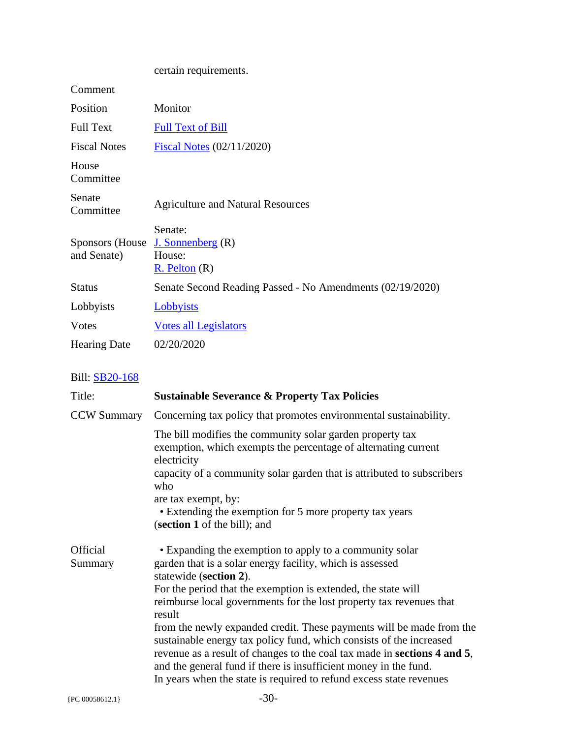| | certain requirements. |
|---|---|
| Comment | |
| Position | Monitor |
| Full Text | Full Text of Bill |
| Fiscal Notes | Fiscal Notes (02/11/2020) |
| House Committee | |
| Senate Committee | Agriculture and Natural Resources |
| Sponsors (House and Senate) | Senate: J. Sonnenberg (R) House: R. Pelton (R) |
| Status | Senate Second Reading Passed - No Amendments (02/19/2020) |
| Lobbyists | Lobbyists |
| Votes | Votes all Legislators |
| Hearing Date | 02/20/2020 |

Bill: SB20-168

| Title: | **Sustainable Severance & Property Tax Policies** |
|---|---|
| CCW Summary | Concerning tax policy that promotes environmental sustainability. |
| Official Summary | The bill modifies the community solar garden property tax exemption, which exempts the percentage of alternating current electricity capacity of a community solar garden that is attributed to subscribers who are tax exempt, by: • Extending the exemption for 5 more property tax years (**section 1** of the bill); and • Expanding the exemption to apply to a community solar garden that is a solar energy facility, which is assessed statewide (**section 2**). For the period that the exemption is extended, the state will reimburse local governments for the lost property tax revenues that result from the newly expanded credit. These payments will be made from the sustainable energy tax policy fund, which consists of the increased revenue as a result of changes to the coal tax made in **sections 4 and 5**, and the general fund if there is insufficient money in the fund. In years when the state is required to refund excess state revenues |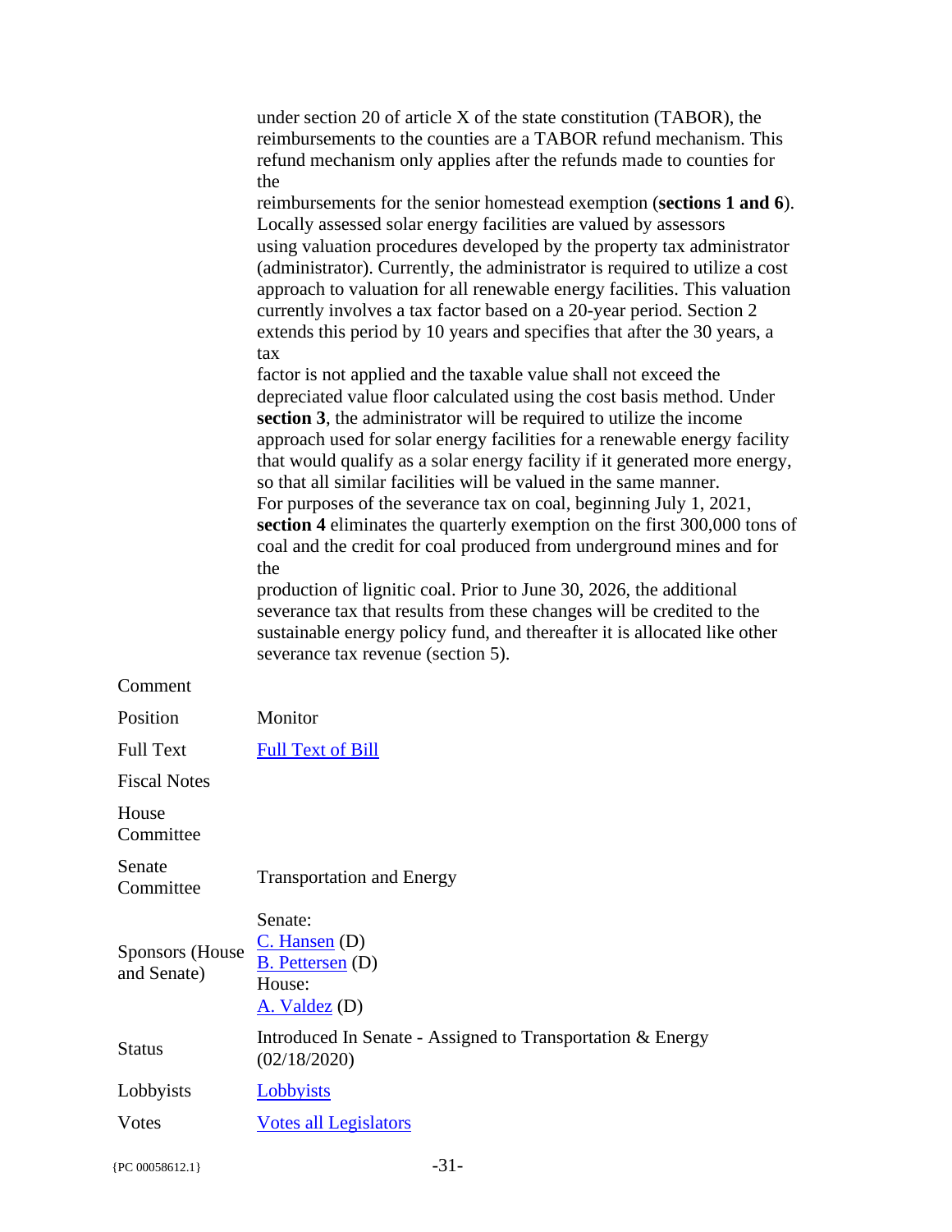under section 20 of article X of the state constitution (TABOR), the reimbursements to the counties are a TABOR refund mechanism. This refund mechanism only applies after the refunds made to counties for the reimbursements for the senior homestead exemption (**sections 1 and 6**). Locally assessed solar energy facilities are valued by assessors using valuation procedures developed by the property tax administrator (administrator). Currently, the administrator is required to utilize a cost approach to valuation for all renewable energy facilities. This valuation currently involves a tax factor based on a 20-year period. Section 2 extends this period by 10 years and specifies that after the 30 years, a tax factor is not applied and the taxable value shall not exceed the depreciated value floor calculated using the cost basis method. Under **section 3**, the administrator will be required to utilize the income approach used for solar energy facilities for a renewable energy facility that would qualify as a solar energy facility if it generated more energy, so that all similar facilities will be valued in the same manner.
For purposes of the severance tax on coal, beginning July 1, 2021, **section 4** eliminates the quarterly exemption on the first 300,000 tons of coal and the credit for coal produced from underground mines and for the production of lignitic coal. Prior to June 30, 2026, the additional severance tax that results from these changes will be credited to the sustainable energy policy fund, and thereafter it is allocated like other severance tax revenue (section 5).

| | |
|---|---|
| Comment | |
| Position | Monitor |
| Full Text | [Full Text of Bill]() |
| Fiscal Notes | |
| House Committee | |
| Senate Committee | Transportation and Energy |
| Sponsors (House and Senate) | Senate: [C. Hansen]() (D) [B. Pettersen]() (D) House: [A. Valdez]() (D) |
| Status | Introduced In Senate - Assigned to Transportation & Energy (02/18/2020) |
| Lobbyists | [Lobbyists]() |
| Votes | [Votes all Legislators]() |

{PC 00058612.1}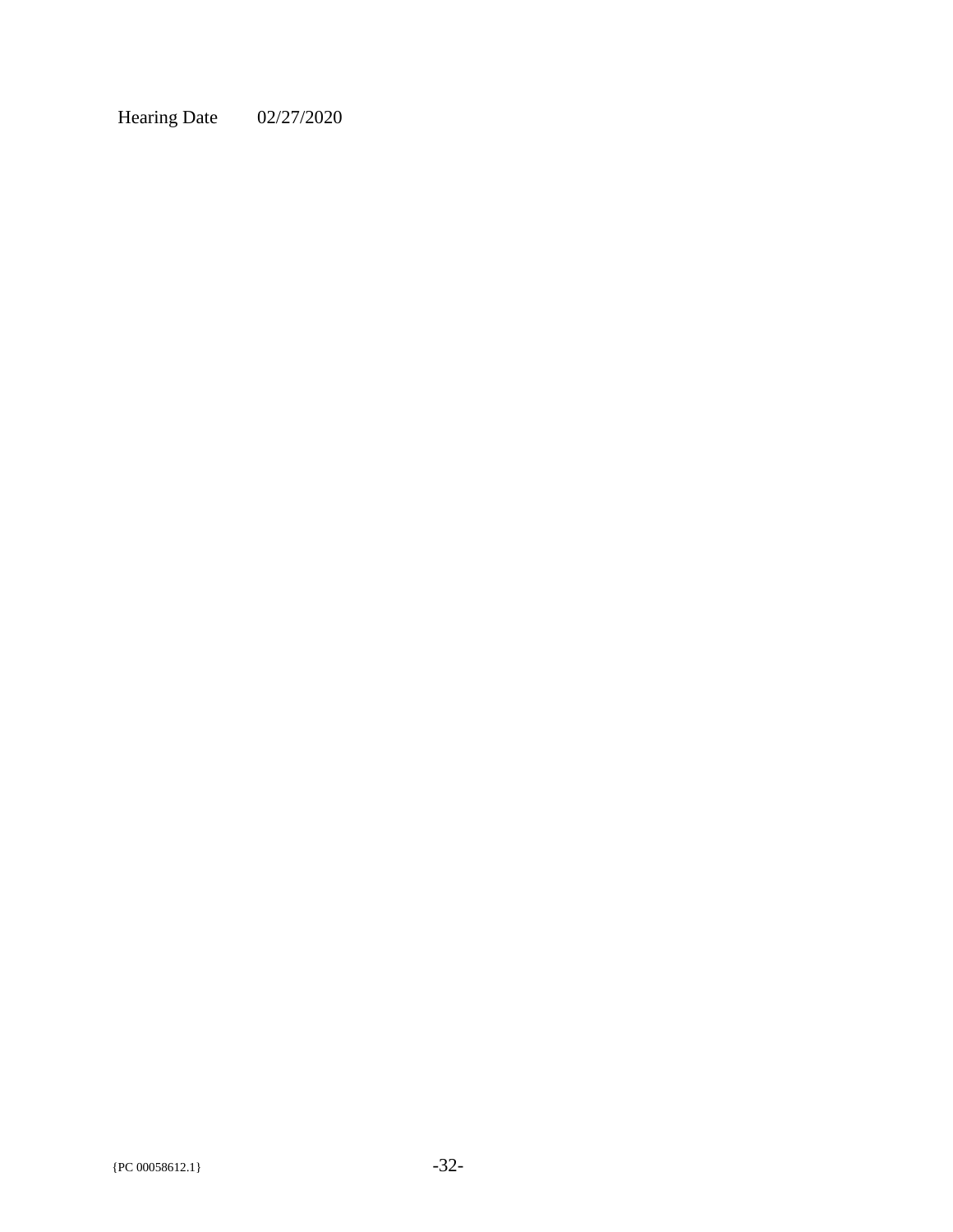Hearing Date 02/27/2020